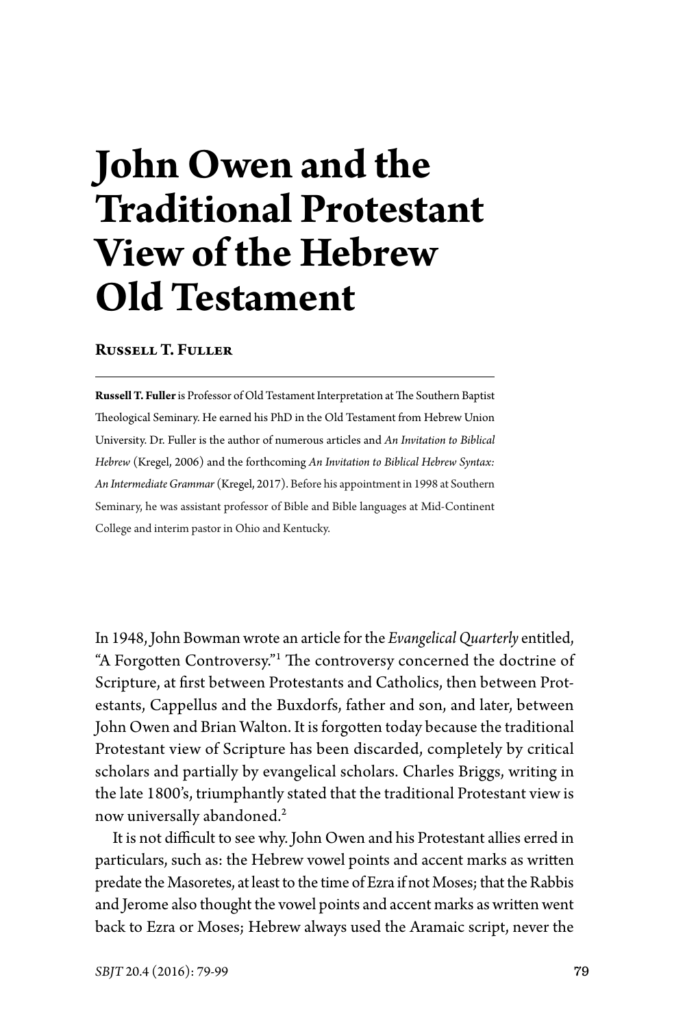# John Owen and the Traditional Protestant View of the Hebrew Old Testament

**Russell T. Fuller**

**Russell T. Fuller** is Professor of Old Testament Interpretation at The Southern Baptist Theological Seminary. He earned his PhD in the Old Testament from Hebrew Union University. Dr. Fuller is the author of numerous articles and *An Invitation to Biblical Hebrew* (Kregel, 2006) and the forthcoming *An Invitation to Biblical Hebrew Syntax: An Intermediate Grammar* (Kregel, 2017). Before his appointment in 1998 at Southern Seminary, he was assistant professor of Bible and Bible languages at Mid-Continent College and interim pastor in Ohio and Kentucky.

In 1948, John Bowman wrote an article for the *Evangelical Quarterly* entitled, "A Forgotten Controversy."[1] The controversy concerned the doctrine of Scripture, at first between Protestants and Catholics, then between Protestants, Cappellus and the Buxdorfs, father and son, and later, between John Owen and Brian Walton. It is forgotten today because the traditional Protestant view of Scripture has been discarded, completely by critical scholars and partially by evangelical scholars. Charles Briggs, writing in the late 1800's, triumphantly stated that the traditional Protestant view is now universally abandoned.[2]

It is not difficult to see why. John Owen and his Protestant allies erred in particulars, such as: the Hebrew vowel points and accent marks as written predate the Masoretes, at least to the time of Ezra if not Moses; that the Rabbis and Jerome also thought the vowel points and accent marks as written went back to Ezra or Moses; Hebrew always used the Aramaic script, never the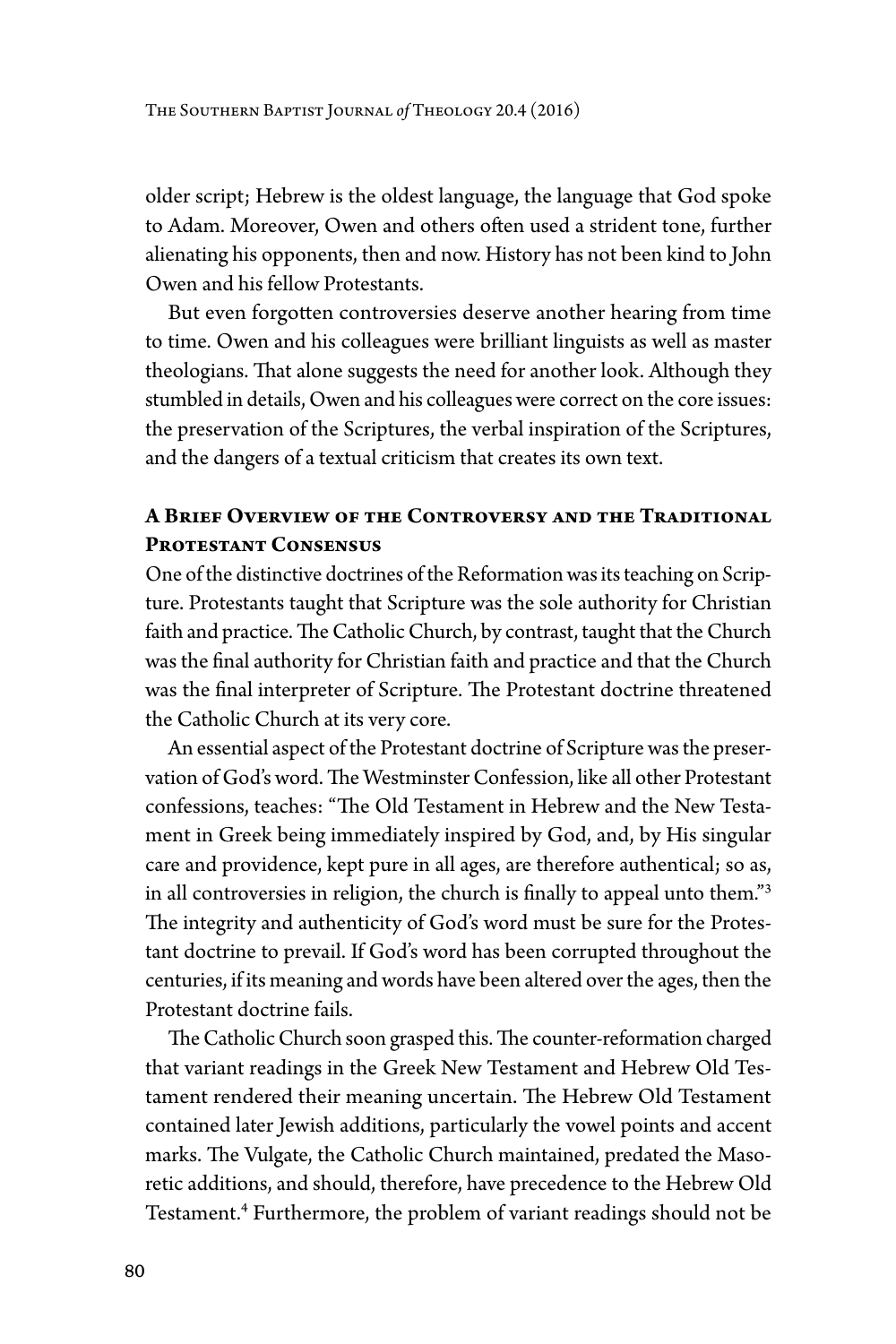older script; Hebrew is the oldest language, the language that God spoke to Adam. Moreover, Owen and others often used a strident tone, further alienating his opponents, then and now. History has not been kind to John Owen and his fellow Protestants.

But even forgotten controversies deserve another hearing from time to time. Owen and his colleagues were brilliant linguists as well as master theologians. That alone suggests the need for another look. Although they stumbled in details, Owen and his colleagues were correct on the core issues: the preservation of the Scriptures, the verbal inspiration of the Scriptures, and the dangers of a textual criticism that creates its own text.

## A Brief Overview of the Controversy and the Traditional Protestant Consensus

One of the distinctive doctrines of the Reformation was its teaching on Scripture. Protestants taught that Scripture was the sole authority for Christian faith and practice. The Catholic Church, by contrast, taught that the Church was the final authority for Christian faith and practice and that the Church was the final interpreter of Scripture. The Protestant doctrine threatened the Catholic Church at its very core.

An essential aspect of the Protestant doctrine of Scripture was the preservation of God's word. The Westminster Confession, like all other Protestant confessions, teaches: "The Old Testament in Hebrew and the New Testament in Greek being immediately inspired by God, and, by His singular care and providence, kept pure in all ages, are therefore authentical; so as, in all controversies in religion, the church is finally to appeal unto them."[3] The integrity and authenticity of God's word must be sure for the Protestant doctrine to prevail. If God's word has been corrupted throughout the centuries, if its meaning and words have been altered over the ages, then the Protestant doctrine fails.

The Catholic Church soon grasped this. The counter-reformation charged that variant readings in the Greek New Testament and Hebrew Old Testament rendered their meaning uncertain. The Hebrew Old Testament contained later Jewish additions, particularly the vowel points and accent marks. The Vulgate, the Catholic Church maintained, predated the Masoretic additions, and should, therefore, have precedence to the Hebrew Old Testament.[4] Furthermore, the problem of variant readings should not be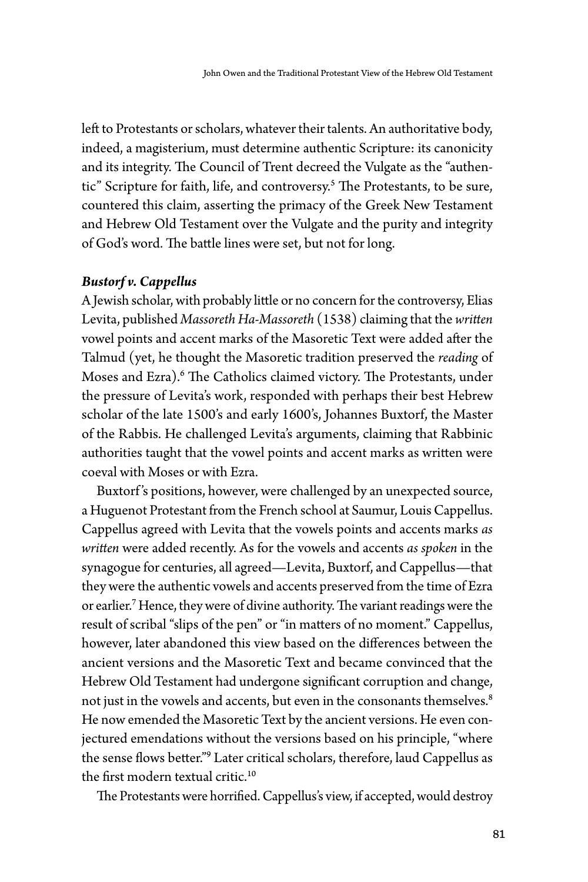left to Protestants or scholars, whatever their talents. An authoritative body, indeed, a magisterium, must determine authentic Scripture: its canonicity and its integrity. The Council of Trent decreed the Vulgate as the "authentic" Scripture for faith, life, and controversy.[5] The Protestants, to be sure, countered this claim, asserting the primacy of the Greek New Testament and Hebrew Old Testament over the Vulgate and the purity and integrity of God's word. The battle lines were set, but not for long.

### *Bustorf v. Cappellus*

A Jewish scholar, with probably little or no concern for the controversy, Elias Levita, published *Massoreth Ha-Massoreth* (1538) claiming that the *written* vowel points and accent marks of the Masoretic Text were added after the Talmud (yet, he thought the Masoretic tradition preserved the *reading* of Moses and Ezra).[6] The Catholics claimed victory. The Protestants, under the pressure of Levita's work, responded with perhaps their best Hebrew scholar of the late 1500's and early 1600's, Johannes Buxtorf, the Master of the Rabbis. He challenged Levita's arguments, claiming that Rabbinic authorities taught that the vowel points and accent marks as written were coeval with Moses or with Ezra.

Buxtorf's positions, however, were challenged by an unexpected source, a Huguenot Protestant from the French school at Saumur, Louis Cappellus. Cappellus agreed with Levita that the vowels points and accents marks *as written* were added recently. As for the vowels and accents *as spoken* in the synagogue for centuries, all agreed—Levita, Buxtorf, and Cappellus—that they were the authentic vowels and accents preserved from the time of Ezra or earlier.[7] Hence, they were of divine authority. The variant readings were the result of scribal "slips of the pen" or "in matters of no moment." Cappellus, however, later abandoned this view based on the differences between the ancient versions and the Masoretic Text and became convinced that the Hebrew Old Testament had undergone significant corruption and change, not just in the vowels and accents, but even in the consonants themselves.[8] He now emended the Masoretic Text by the ancient versions. He even conjectured emendations without the versions based on his principle, "where the sense flows better."[9] Later critical scholars, therefore, laud Cappellus as the first modern textual critic.[10]

The Protestants were horrified. Cappellus's view, if accepted, would destroy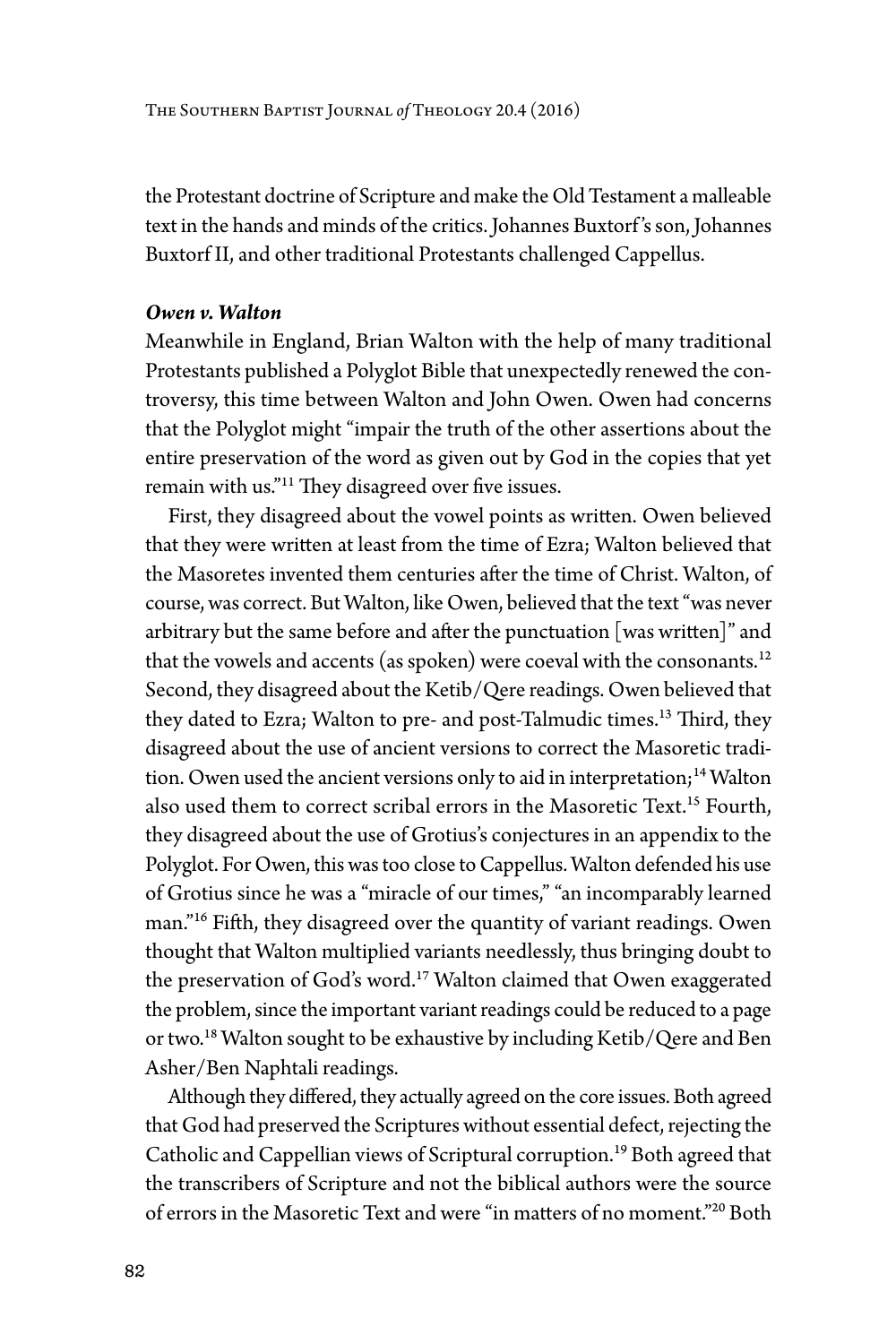the Protestant doctrine of Scripture and make the Old Testament a malleable text in the hands and minds of the critics. Johannes Buxtorf's son, Johannes Buxtorf II, and other traditional Protestants challenged Cappellus.

### *Owen v. Walton*

Meanwhile in England, Brian Walton with the help of many traditional Protestants published a Polyglot Bible that unexpectedly renewed the controversy, this time between Walton and John Owen. Owen had concerns that the Polyglot might "impair the truth of the other assertions about the entire preservation of the word as given out by God in the copies that yet remain with us."[11] They disagreed over five issues.

First, they disagreed about the vowel points as written. Owen believed that they were written at least from the time of Ezra; Walton believed that the Masoretes invented them centuries after the time of Christ. Walton, of course, was correct. But Walton, like Owen, believed that the text "was never arbitrary but the same before and after the punctuation [was written]" and that the vowels and accents (as spoken) were coeval with the consonants.[12] Second, they disagreed about the Ketib/Qere readings. Owen believed that they dated to Ezra; Walton to pre- and post-Talmudic times.[13] Third, they disagreed about the use of ancient versions to correct the Masoretic tradition. Owen used the ancient versions only to aid in interpretation;[14] Walton also used them to correct scribal errors in the Masoretic Text.[15] Fourth, they disagreed about the use of Grotius's conjectures in an appendix to the Polyglot. For Owen, this was too close to Cappellus. Walton defended his use of Grotius since he was a "miracle of our times," "an incomparably learned man."[16] Fifth, they disagreed over the quantity of variant readings. Owen thought that Walton multiplied variants needlessly, thus bringing doubt to the preservation of God's word.[17] Walton claimed that Owen exaggerated the problem, since the important variant readings could be reduced to a page or two.[18] Walton sought to be exhaustive by including Ketib/Qere and Ben Asher/Ben Naphtali readings.

Although they differed, they actually agreed on the core issues. Both agreed that God had preserved the Scriptures without essential defect, rejecting the Catholic and Cappellian views of Scriptural corruption.[19] Both agreed that the transcribers of Scripture and not the biblical authors were the source of errors in the Masoretic Text and were "in matters of no moment."[20] Both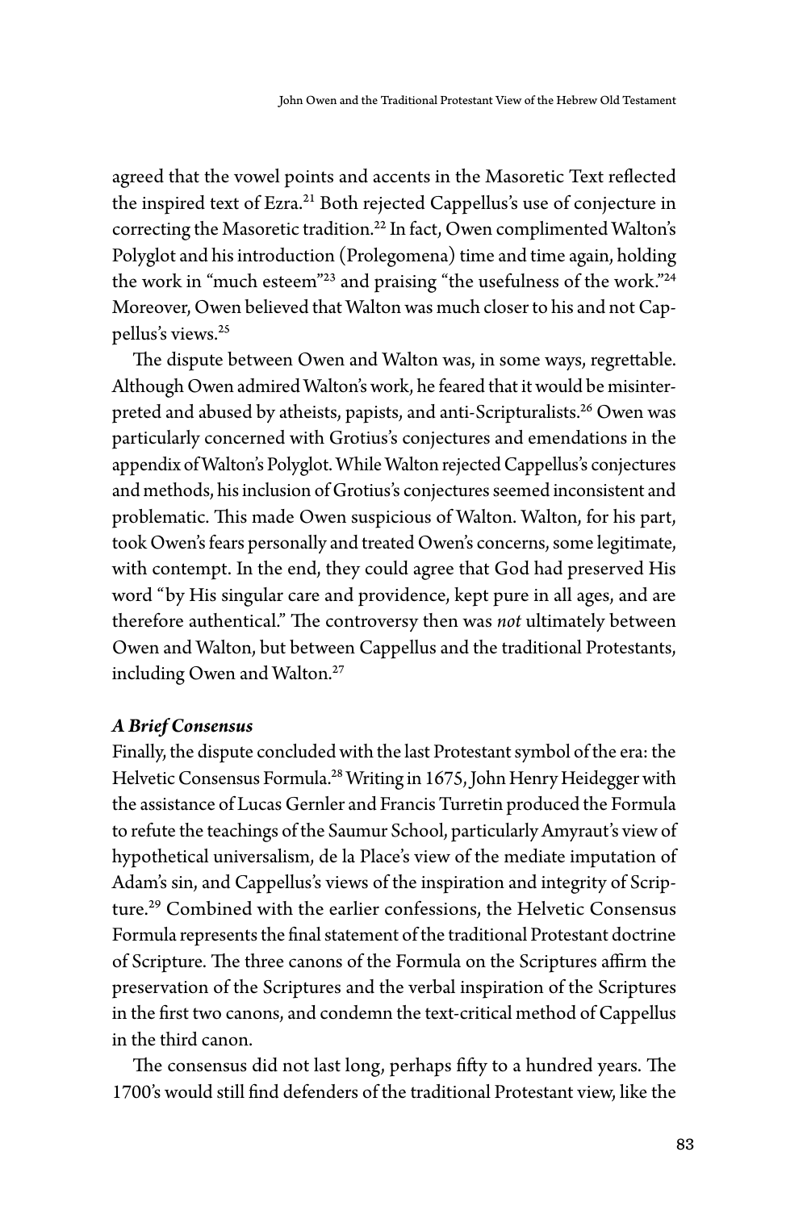agreed that the vowel points and accents in the Masoretic Text reflected the inspired text of Ezra.[21] Both rejected Cappellus's use of conjecture in correcting the Masoretic tradition.[22] In fact, Owen complimented Walton's Polyglot and his introduction (Prolegomena) time and time again, holding the work in "much esteem"[23] and praising "the usefulness of the work."[24] Moreover, Owen believed that Walton was much closer to his and not Cappellus's views.[25]

The dispute between Owen and Walton was, in some ways, regrettable. Although Owen admired Walton's work, he feared that it would be misinterpreted and abused by atheists, papists, and anti-Scripturalists.[26] Owen was particularly concerned with Grotius's conjectures and emendations in the appendix of Walton's Polyglot. While Walton rejected Cappellus's conjectures and methods, his inclusion of Grotius's conjectures seemed inconsistent and problematic. This made Owen suspicious of Walton. Walton, for his part, took Owen's fears personally and treated Owen's concerns, some legitimate, with contempt. In the end, they could agree that God had preserved His word "by His singular care and providence, kept pure in all ages, and are therefore authentical." The controversy then was *not* ultimately between Owen and Walton, but between Cappellus and the traditional Protestants, including Owen and Walton.[27]

### *A Brief Consensus*

Finally, the dispute concluded with the last Protestant symbol of the era: the Helvetic Consensus Formula.[28] Writing in 1675, John Henry Heidegger with the assistance of Lucas Gernler and Francis Turretin produced the Formula to refute the teachings of the Saumur School, particularly Amyraut's view of hypothetical universalism, de la Place's view of the mediate imputation of Adam's sin, and Cappellus's views of the inspiration and integrity of Scripture.[29] Combined with the earlier confessions, the Helvetic Consensus Formula represents the final statement of the traditional Protestant doctrine of Scripture. The three canons of the Formula on the Scriptures affirm the preservation of the Scriptures and the verbal inspiration of the Scriptures in the first two canons, and condemn the text-critical method of Cappellus in the third canon.

The consensus did not last long, perhaps fifty to a hundred years. The 1700's would still find defenders of the traditional Protestant view, like the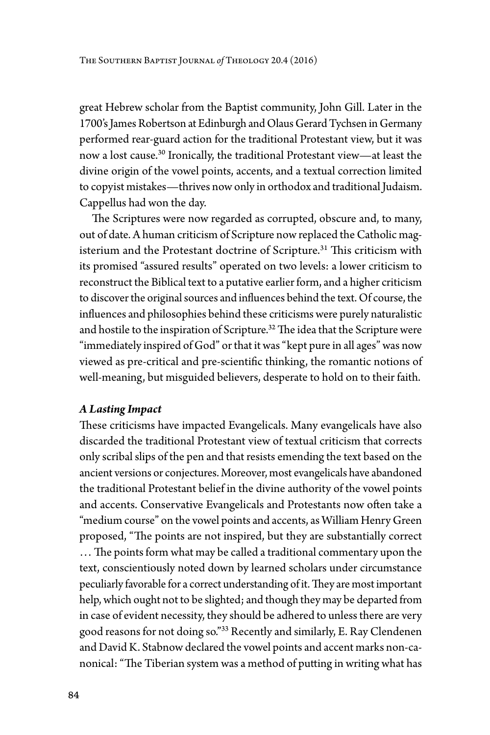great Hebrew scholar from the Baptist community, John Gill. Later in the 1700's James Robertson at Edinburgh and Olaus Gerard Tychsen in Germany performed rear-guard action for the traditional Protestant view, but it was now a lost cause.[30] Ironically, the traditional Protestant view—at least the divine origin of the vowel points, accents, and a textual correction limited to copyist mistakes—thrives now only in orthodox and traditional Judaism. Cappellus had won the day.

The Scriptures were now regarded as corrupted, obscure and, to many, out of date. A human criticism of Scripture now replaced the Catholic magisterium and the Protestant doctrine of Scripture.[31] This criticism with its promised "assured results" operated on two levels: a lower criticism to reconstruct the Biblical text to a putative earlier form, and a higher criticism to discover the original sources and influences behind the text. Of course, the influences and philosophies behind these criticisms were purely naturalistic and hostile to the inspiration of Scripture.[32] The idea that the Scripture were "immediately inspired of God" or that it was "kept pure in all ages" was now viewed as pre-critical and pre-scientific thinking, the romantic notions of well-meaning, but misguided believers, desperate to hold on to their faith.

***A Lasting Impact***

These criticisms have impacted Evangelicals. Many evangelicals have also discarded the traditional Protestant view of textual criticism that corrects only scribal slips of the pen and that resists emending the text based on the ancient versions or conjectures. Moreover, most evangelicals have abandoned the traditional Protestant belief in the divine authority of the vowel points and accents. Conservative Evangelicals and Protestants now often take a "medium course" on the vowel points and accents, as William Henry Green proposed, "The points are not inspired, but they are substantially correct … The points form what may be called a traditional commentary upon the text, conscientiously noted down by learned scholars under circumstance peculiarly favorable for a correct understanding of it. They are most important help, which ought not to be slighted; and though they may be departed from in case of evident necessity, they should be adhered to unless there are very good reasons for not doing so."[33] Recently and similarly, E. Ray Clendenen and David K. Stabnow declared the vowel points and accent marks non-canonical: "The Tiberian system was a method of putting in writing what has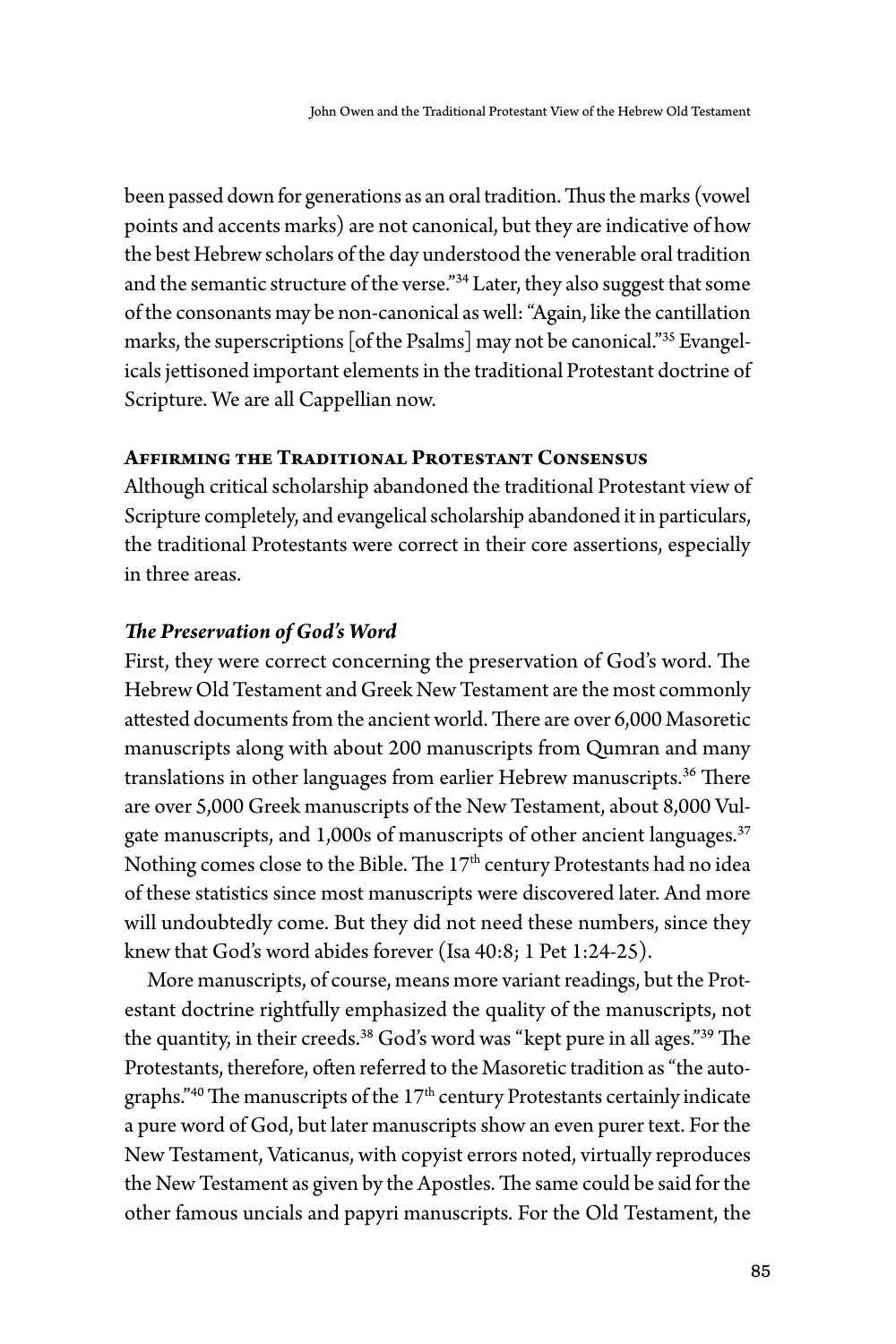been passed down for generations as an oral tradition. Thus the marks (vowel points and accents marks) are not canonical, but they are indicative of how the best Hebrew scholars of the day understood the venerable oral tradition and the semantic structure of the verse."[34] Later, they also suggest that some of the consonants may be non-canonical as well: "Again, like the cantillation marks, the superscriptions [of the Psalms] may not be canonical."[35] Evangelicals jettisoned important elements in the traditional Protestant doctrine of Scripture. We are all Cappellian now.

## Affirming the Traditional Protestant Consensus

Although critical scholarship abandoned the traditional Protestant view of Scripture completely, and evangelical scholarship abandoned it in particulars, the traditional Protestants were correct in their core assertions, especially in three areas.

### *The Preservation of God's Word*

First, they were correct concerning the preservation of God's word. The Hebrew Old Testament and Greek New Testament are the most commonly attested documents from the ancient world. There are over 6,000 Masoretic manuscripts along with about 200 manuscripts from Qumran and many translations in other languages from earlier Hebrew manuscripts.[36] There are over 5,000 Greek manuscripts of the New Testament, about 8,000 Vulgate manuscripts, and 1,000s of manuscripts of other ancient languages.[37] Nothing comes close to the Bible. The 17th century Protestants had no idea of these statistics since most manuscripts were discovered later. And more will undoubtedly come. But they did not need these numbers, since they knew that God's word abides forever (Isa 40:8; 1 Pet 1:24-25).

More manuscripts, of course, means more variant readings, but the Protestant doctrine rightfully emphasized the quality of the manuscripts, not the quantity, in their creeds.[38] God's word was "kept pure in all ages."[39] The Protestants, therefore, often referred to the Masoretic tradition as "the autographs."[40] The manuscripts of the 17th century Protestants certainly indicate a pure word of God, but later manuscripts show an even purer text. For the New Testament, Vaticanus, with copyist errors noted, virtually reproduces the New Testament as given by the Apostles. The same could be said for the other famous uncials and papyri manuscripts. For the Old Testament, the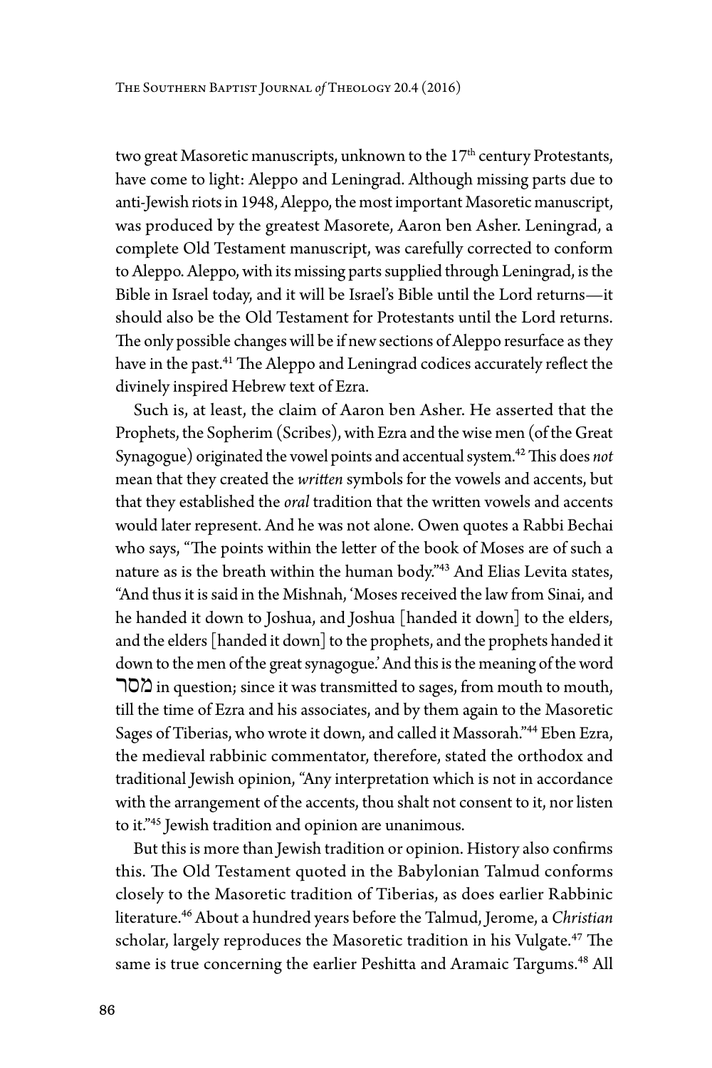two great Masoretic manuscripts, unknown to the 17th century Protestants, have come to light: Aleppo and Leningrad. Although missing parts due to anti-Jewish riots in 1948, Aleppo, the most important Masoretic manuscript, was produced by the greatest Masorete, Aaron ben Asher. Leningrad, a complete Old Testament manuscript, was carefully corrected to conform to Aleppo. Aleppo, with its missing parts supplied through Leningrad, is the Bible in Israel today, and it will be Israel's Bible until the Lord returns—it should also be the Old Testament for Protestants until the Lord returns. The only possible changes will be if new sections of Aleppo resurface as they have in the past.[41] The Aleppo and Leningrad codices accurately reflect the divinely inspired Hebrew text of Ezra.

Such is, at least, the claim of Aaron ben Asher. He asserted that the Prophets, the Sopherim (Scribes), with Ezra and the wise men (of the Great Synagogue) originated the vowel points and accentual system.[42] This does *not* mean that they created the *written* symbols for the vowels and accents, but that they established the *oral* tradition that the written vowels and accents would later represent. And he was not alone. Owen quotes a Rabbi Bechai who says, "The points within the letter of the book of Moses are of such a nature as is the breath within the human body."[43] And Elias Levita states, "And thus it is said in the Mishnah, 'Moses received the law from Sinai, and he handed it down to Joshua, and Joshua [handed it down] to the elders, and the elders [handed it down] to the prophets, and the prophets handed it down to the men of the great synagogue.' And this is the meaning of the word מסר in question; since it was transmitted to sages, from mouth to mouth, till the time of Ezra and his associates, and by them again to the Masoretic Sages of Tiberias, who wrote it down, and called it Massorah."[44] Eben Ezra, the medieval rabbinic commentator, therefore, stated the orthodox and traditional Jewish opinion, "Any interpretation which is not in accordance with the arrangement of the accents, thou shalt not consent to it, nor listen to it."[45] Jewish tradition and opinion are unanimous.

But this is more than Jewish tradition or opinion. History also confirms this. The Old Testament quoted in the Babylonian Talmud conforms closely to the Masoretic tradition of Tiberias, as does earlier Rabbinic literature.[46] About a hundred years before the Talmud, Jerome, a *Christian* scholar, largely reproduces the Masoretic tradition in his Vulgate.[47] The same is true concerning the earlier Peshitta and Aramaic Targums.[48] All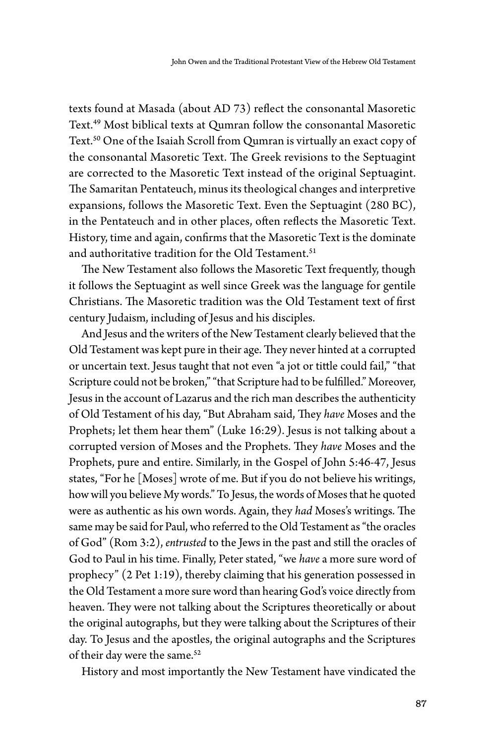texts found at Masada (about AD 73) reflect the consonantal Masoretic Text.[49] Most biblical texts at Qumran follow the consonantal Masoretic Text.[50] One of the Isaiah Scroll from Qumran is virtually an exact copy of the consonantal Masoretic Text. The Greek revisions to the Septuagint are corrected to the Masoretic Text instead of the original Septuagint. The Samaritan Pentateuch, minus its theological changes and interpretive expansions, follows the Masoretic Text. Even the Septuagint (280 BC), in the Pentateuch and in other places, often reflects the Masoretic Text. History, time and again, confirms that the Masoretic Text is the dominate and authoritative tradition for the Old Testament.[51]

The New Testament also follows the Masoretic Text frequently, though it follows the Septuagint as well since Greek was the language for gentile Christians. The Masoretic tradition was the Old Testament text of first century Judaism, including of Jesus and his disciples.

And Jesus and the writers of the New Testament clearly believed that the Old Testament was kept pure in their age. They never hinted at a corrupted or uncertain text. Jesus taught that not even "a jot or tittle could fail," "that Scripture could not be broken," "that Scripture had to be fulfilled." Moreover, Jesus in the account of Lazarus and the rich man describes the authenticity of Old Testament of his day, "But Abraham said, They *have* Moses and the Prophets; let them hear them" (Luke 16:29). Jesus is not talking about a corrupted version of Moses and the Prophets. They *have* Moses and the Prophets, pure and entire. Similarly, in the Gospel of John 5:46-47, Jesus states, "For he [Moses] wrote of me. But if you do not believe his writings, how will you believe My words." To Jesus, the words of Moses that he quoted were as authentic as his own words. Again, they *had* Moses's writings. The same may be said for Paul, who referred to the Old Testament as "the oracles of God" (Rom 3:2), *entrusted* to the Jews in the past and still the oracles of God to Paul in his time. Finally, Peter stated, "we *have* a more sure word of prophecy" (2 Pet 1:19), thereby claiming that his generation possessed in the Old Testament a more sure word than hearing God's voice directly from heaven. They were not talking about the Scriptures theoretically or about the original autographs, but they were talking about the Scriptures of their day. To Jesus and the apostles, the original autographs and the Scriptures of their day were the same.[52]

History and most importantly the New Testament have vindicated the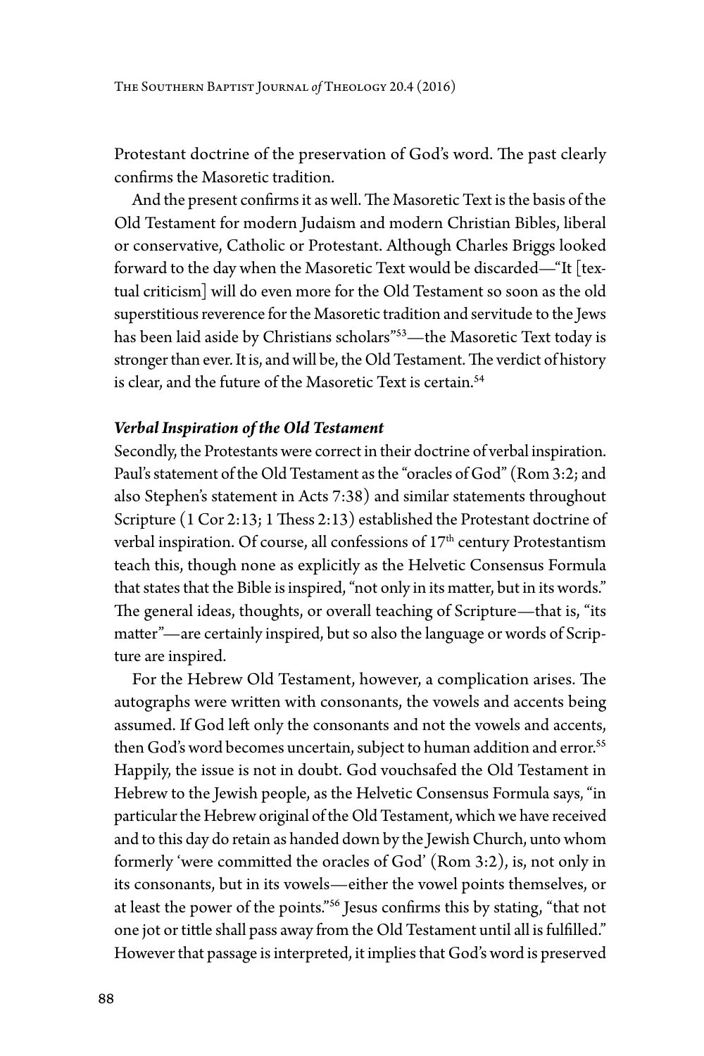Protestant doctrine of the preservation of God's word. The past clearly confirms the Masoretic tradition.

And the present confirms it as well. The Masoretic Text is the basis of the Old Testament for modern Judaism and modern Christian Bibles, liberal or conservative, Catholic or Protestant. Although Charles Briggs looked forward to the day when the Masoretic Text would be discarded—"It [textual criticism] will do even more for the Old Testament so soon as the old superstitious reverence for the Masoretic tradition and servitude to the Jews has been laid aside by Christians scholars"[53]—the Masoretic Text today is stronger than ever. It is, and will be, the Old Testament. The verdict of history is clear, and the future of the Masoretic Text is certain.[54]

### *Verbal Inspiration of the Old Testament*

Secondly, the Protestants were correct in their doctrine of verbal inspiration. Paul's statement of the Old Testament as the "oracles of God" (Rom 3:2; and also Stephen's statement in Acts 7:38) and similar statements throughout Scripture (1 Cor 2:13; 1 Thess 2:13) established the Protestant doctrine of verbal inspiration. Of course, all confessions of 17th century Protestantism teach this, though none as explicitly as the Helvetic Consensus Formula that states that the Bible is inspired, "not only in its matter, but in its words." The general ideas, thoughts, or overall teaching of Scripture—that is, "its matter"—are certainly inspired, but so also the language or words of Scripture are inspired.

For the Hebrew Old Testament, however, a complication arises. The autographs were written with consonants, the vowels and accents being assumed. If God left only the consonants and not the vowels and accents, then God's word becomes uncertain, subject to human addition and error.[55] Happily, the issue is not in doubt. God vouchsafed the Old Testament in Hebrew to the Jewish people, as the Helvetic Consensus Formula says, "in particular the Hebrew original of the Old Testament, which we have received and to this day do retain as handed down by the Jewish Church, unto whom formerly 'were committed the oracles of God' (Rom 3:2), is, not only in its consonants, but in its vowels—either the vowel points themselves, or at least the power of the points."[56] Jesus confirms this by stating, "that not one jot or tittle shall pass away from the Old Testament until all is fulfilled." However that passage is interpreted, it implies that God's word is preserved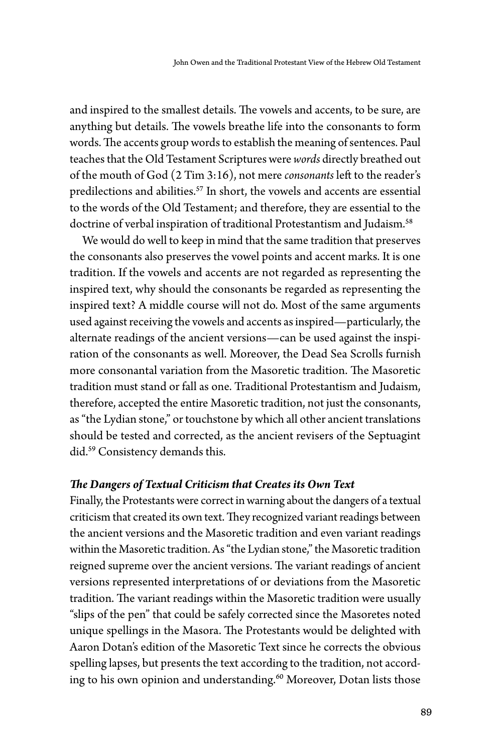and inspired to the smallest details. The vowels and accents, to be sure, are anything but details. The vowels breathe life into the consonants to form words. The accents group words to establish the meaning of sentences. Paul teaches that the Old Testament Scriptures were *words* directly breathed out of the mouth of God (2 Tim 3:16), not mere *consonants* left to the reader's predilections and abilities.[57] In short, the vowels and accents are essential to the words of the Old Testament; and therefore, they are essential to the doctrine of verbal inspiration of traditional Protestantism and Judaism.[58]

We would do well to keep in mind that the same tradition that preserves the consonants also preserves the vowel points and accent marks. It is one tradition. If the vowels and accents are not regarded as representing the inspired text, why should the consonants be regarded as representing the inspired text? A middle course will not do. Most of the same arguments used against receiving the vowels and accents as inspired—particularly, the alternate readings of the ancient versions—can be used against the inspiration of the consonants as well. Moreover, the Dead Sea Scrolls furnish more consonantal variation from the Masoretic tradition. The Masoretic tradition must stand or fall as one. Traditional Protestantism and Judaism, therefore, accepted the entire Masoretic tradition, not just the consonants, as "the Lydian stone," or touchstone by which all other ancient translations should be tested and corrected, as the ancient revisers of the Septuagint did.[59] Consistency demands this.

### *The Dangers of Textual Criticism that Creates its Own Text*

Finally, the Protestants were correct in warning about the dangers of a textual criticism that created its own text. They recognized variant readings between the ancient versions and the Masoretic tradition and even variant readings within the Masoretic tradition. As "the Lydian stone," the Masoretic tradition reigned supreme over the ancient versions. The variant readings of ancient versions represented interpretations of or deviations from the Masoretic tradition. The variant readings within the Masoretic tradition were usually "slips of the pen" that could be safely corrected since the Masoretes noted unique spellings in the Masora. The Protestants would be delighted with Aaron Dotan's edition of the Masoretic Text since he corrects the obvious spelling lapses, but presents the text according to the tradition, not according to his own opinion and understanding.[60] Moreover, Dotan lists those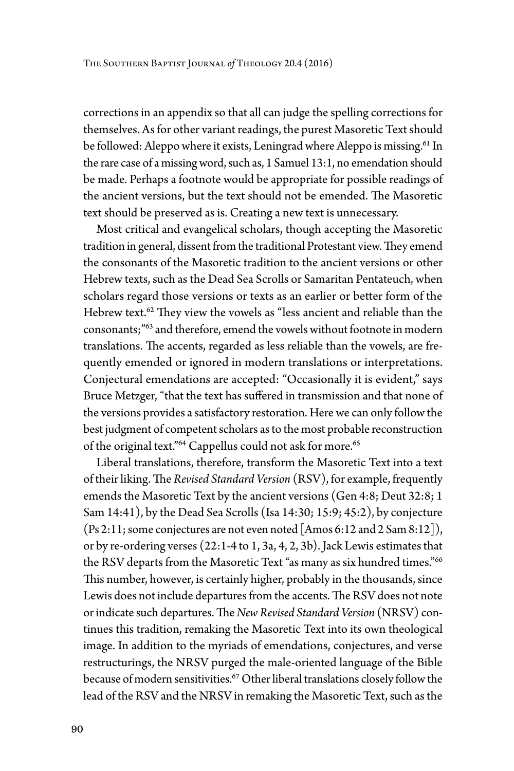corrections in an appendix so that all can judge the spelling corrections for themselves. As for other variant readings, the purest Masoretic Text should be followed: Aleppo where it exists, Leningrad where Aleppo is missing.[61] In the rare case of a missing word, such as, 1 Samuel 13:1, no emendation should be made. Perhaps a footnote would be appropriate for possible readings of the ancient versions, but the text should not be emended. The Masoretic text should be preserved as is. Creating a new text is unnecessary.

Most critical and evangelical scholars, though accepting the Masoretic tradition in general, dissent from the traditional Protestant view. They emend the consonants of the Masoretic tradition to the ancient versions or other Hebrew texts, such as the Dead Sea Scrolls or Samaritan Pentateuch, when scholars regard those versions or texts as an earlier or better form of the Hebrew text.[62] They view the vowels as "less ancient and reliable than the consonants;"[63] and therefore, emend the vowels without footnote in modern translations. The accents, regarded as less reliable than the vowels, are frequently emended or ignored in modern translations or interpretations. Conjectural emendations are accepted: "Occasionally it is evident," says Bruce Metzger, "that the text has suffered in transmission and that none of the versions provides a satisfactory restoration. Here we can only follow the best judgment of competent scholars as to the most probable reconstruction of the original text."[64] Cappellus could not ask for more.[65]

Liberal translations, therefore, transform the Masoretic Text into a text of their liking. The *Revised Standard Version* (RSV), for example, frequently emends the Masoretic Text by the ancient versions (Gen 4:8; Deut 32:8; 1 Sam 14:41), by the Dead Sea Scrolls (Isa 14:30; 15:9; 45:2), by conjecture (Ps 2:11; some conjectures are not even noted [Amos 6:12 and 2 Sam 8:12]), or by re-ordering verses (22:1-4 to 1, 3a, 4, 2, 3b). Jack Lewis estimates that the RSV departs from the Masoretic Text "as many as six hundred times."[66] This number, however, is certainly higher, probably in the thousands, since Lewis does not include departures from the accents. The RSV does not note or indicate such departures. The *New Revised Standard Version* (NRSV) continues this tradition, remaking the Masoretic Text into its own theological image. In addition to the myriads of emendations, conjectures, and verse restructurings, the NRSV purged the male-oriented language of the Bible because of modern sensitivities.[67] Other liberal translations closely follow the lead of the RSV and the NRSV in remaking the Masoretic Text, such as the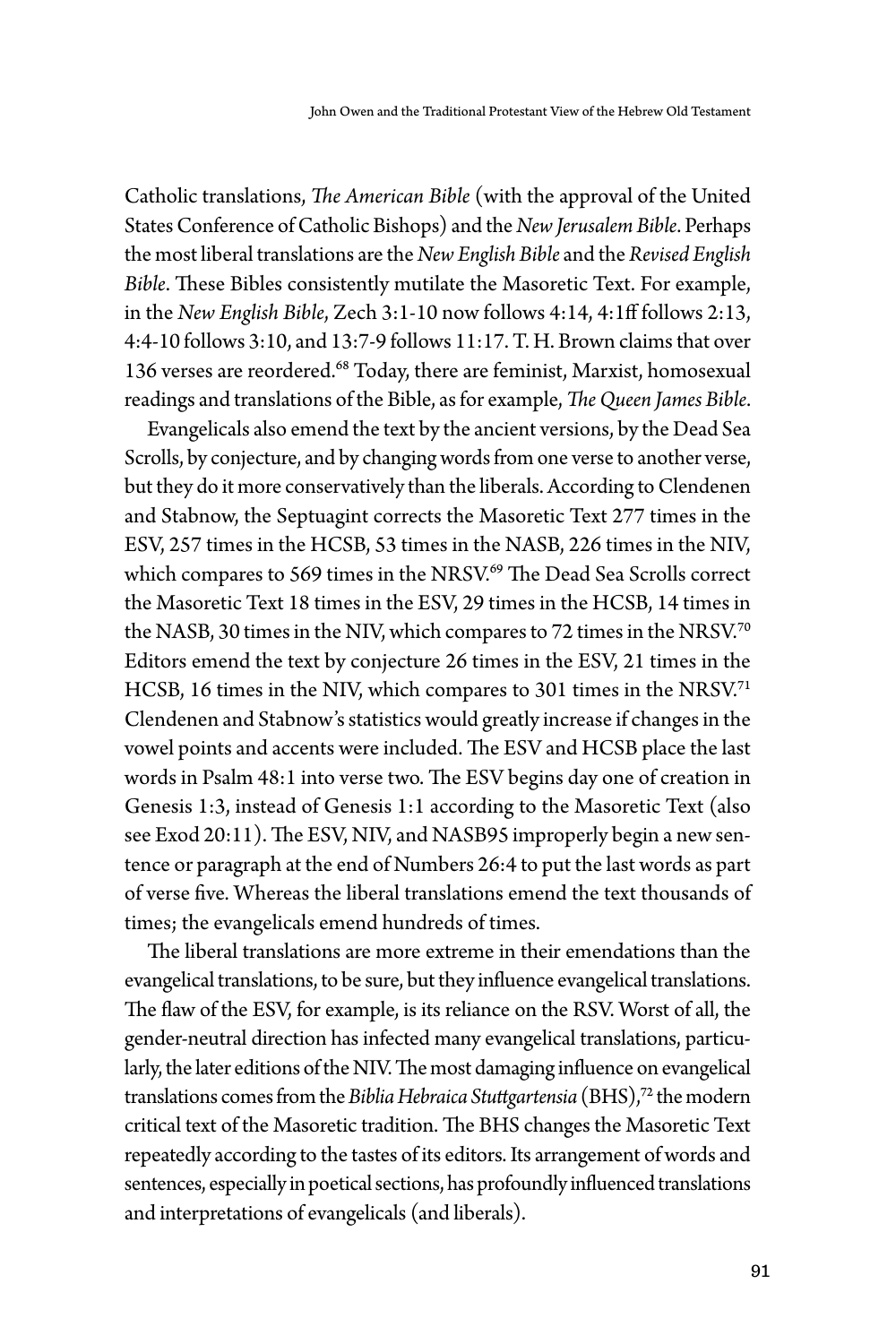Catholic translations, *The American Bible* (with the approval of the United States Conference of Catholic Bishops) and the *New Jerusalem Bible*. Perhaps the most liberal translations are the *New English Bible* and the *Revised English Bible*. These Bibles consistently mutilate the Masoretic Text. For example, in the *New English Bible*, Zech 3:1-10 now follows 4:14, 4:1ff follows 2:13, 4:4-10 follows 3:10, and 13:7-9 follows 11:17. T. H. Brown claims that over 136 verses are reordered.[68] Today, there are feminist, Marxist, homosexual readings and translations of the Bible, as for example, *The Queen James Bible*.

Evangelicals also emend the text by the ancient versions, by the Dead Sea Scrolls, by conjecture, and by changing words from one verse to another verse, but they do it more conservatively than the liberals. According to Clendenen and Stabnow, the Septuagint corrects the Masoretic Text 277 times in the ESV, 257 times in the HCSB, 53 times in the NASB, 226 times in the NIV, which compares to 569 times in the NRSV.[69] The Dead Sea Scrolls correct the Masoretic Text 18 times in the ESV, 29 times in the HCSB, 14 times in the NASB, 30 times in the NIV, which compares to 72 times in the NRSV.[70] Editors emend the text by conjecture 26 times in the ESV, 21 times in the HCSB, 16 times in the NIV, which compares to 301 times in the NRSV.[71] Clendenen and Stabnow's statistics would greatly increase if changes in the vowel points and accents were included. The ESV and HCSB place the last words in Psalm 48:1 into verse two. The ESV begins day one of creation in Genesis 1:3, instead of Genesis 1:1 according to the Masoretic Text (also see Exod 20:11). The ESV, NIV, and NASB95 improperly begin a new sentence or paragraph at the end of Numbers 26:4 to put the last words as part of verse five. Whereas the liberal translations emend the text thousands of times; the evangelicals emend hundreds of times.

The liberal translations are more extreme in their emendations than the evangelical translations, to be sure, but they influence evangelical translations. The flaw of the ESV, for example, is its reliance on the RSV. Worst of all, the gender-neutral direction has infected many evangelical translations, particularly, the later editions of the NIV. The most damaging influence on evangelical translations comes from the *Biblia Hebraica Stuttgartensia* (BHS),[72] the modern critical text of the Masoretic tradition. The BHS changes the Masoretic Text repeatedly according to the tastes of its editors. Its arrangement of words and sentences, especially in poetical sections, has profoundly influenced translations and interpretations of evangelicals (and liberals).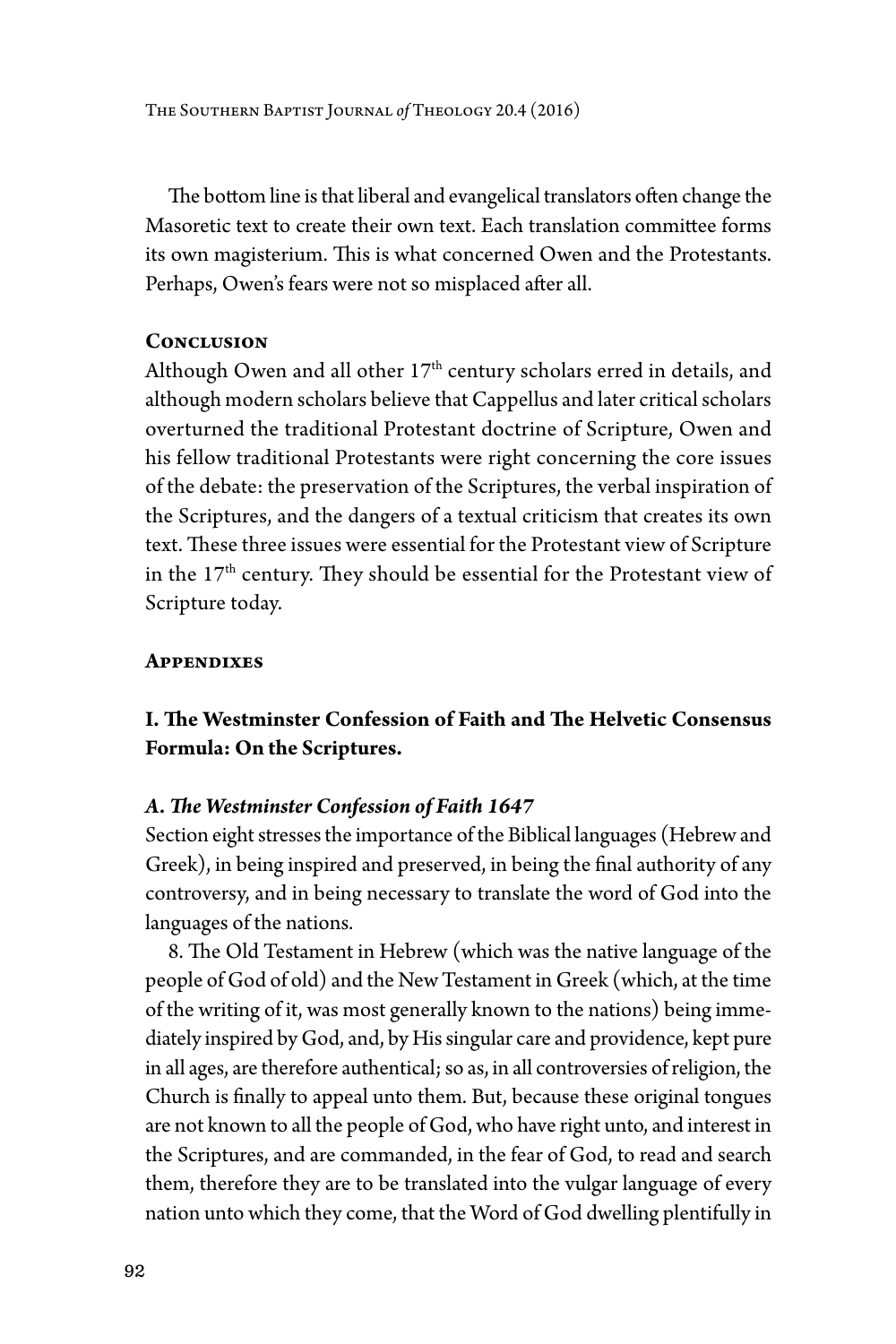The bottom line is that liberal and evangelical translators often change the Masoretic text to create their own text. Each translation committee forms its own magisterium. This is what concerned Owen and the Protestants. Perhaps, Owen's fears were not so misplaced after all.

## Conclusion

Although Owen and all other 17th century scholars erred in details, and although modern scholars believe that Cappellus and later critical scholars overturned the traditional Protestant doctrine of Scripture, Owen and his fellow traditional Protestants were right concerning the core issues of the debate: the preservation of the Scriptures, the verbal inspiration of the Scriptures, and the dangers of a textual criticism that creates its own text. These three issues were essential for the Protestant view of Scripture in the 17th century. They should be essential for the Protestant view of Scripture today.

## Appendixes

### I. The Westminster Confession of Faith and The Helvetic Consensus Formula: On the Scriptures.

#### *A. The Westminster Confession of Faith 1647*

Section eight stresses the importance of the Biblical languages (Hebrew and Greek), in being inspired and preserved, in being the final authority of any controversy, and in being necessary to translate the word of God into the languages of the nations.

8. The Old Testament in Hebrew (which was the native language of the people of God of old) and the New Testament in Greek (which, at the time of the writing of it, was most generally known to the nations) being immediately inspired by God, and, by His singular care and providence, kept pure in all ages, are therefore authentical; so as, in all controversies of religion, the Church is finally to appeal unto them. But, because these original tongues are not known to all the people of God, who have right unto, and interest in the Scriptures, and are commanded, in the fear of God, to read and search them, therefore they are to be translated into the vulgar language of every nation unto which they come, that the Word of God dwelling plentifully in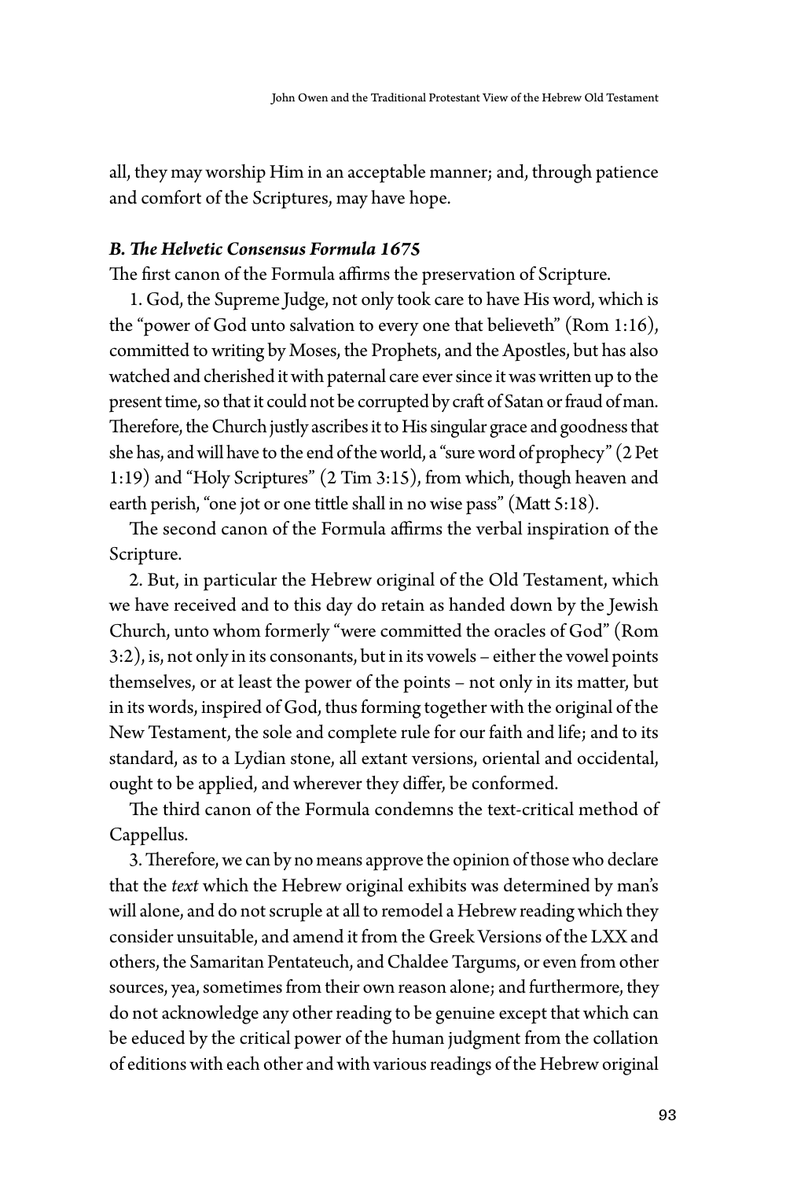all, they may worship Him in an acceptable manner; and, through patience and comfort of the Scriptures, may have hope.

### *B. The Helvetic Consensus Formula 1675*

The first canon of the Formula affirms the preservation of Scripture.

1. God, the Supreme Judge, not only took care to have His word, which is the "power of God unto salvation to every one that believeth" (Rom 1:16), committed to writing by Moses, the Prophets, and the Apostles, but has also watched and cherished it with paternal care ever since it was written up to the present time, so that it could not be corrupted by craft of Satan or fraud of man. Therefore, the Church justly ascribes it to His singular grace and goodness that she has, and will have to the end of the world, a "sure word of prophecy" (2 Pet 1:19) and "Holy Scriptures" (2 Tim 3:15), from which, though heaven and earth perish, "one jot or one tittle shall in no wise pass" (Matt 5:18).

The second canon of the Formula affirms the verbal inspiration of the Scripture.

2. But, in particular the Hebrew original of the Old Testament, which we have received and to this day do retain as handed down by the Jewish Church, unto whom formerly "were committed the oracles of God" (Rom 3:2), is, not only in its consonants, but in its vowels – either the vowel points themselves, or at least the power of the points – not only in its matter, but in its words, inspired of God, thus forming together with the original of the New Testament, the sole and complete rule for our faith and life; and to its standard, as to a Lydian stone, all extant versions, oriental and occidental, ought to be applied, and wherever they differ, be conformed.

The third canon of the Formula condemns the text-critical method of Cappellus.

3. Therefore, we can by no means approve the opinion of those who declare that the *text* which the Hebrew original exhibits was determined by man's will alone, and do not scruple at all to remodel a Hebrew reading which they consider unsuitable, and amend it from the Greek Versions of the LXX and others, the Samaritan Pentateuch, and Chaldee Targums, or even from other sources, yea, sometimes from their own reason alone; and furthermore, they do not acknowledge any other reading to be genuine except that which can be educed by the critical power of the human judgment from the collation of editions with each other and with various readings of the Hebrew original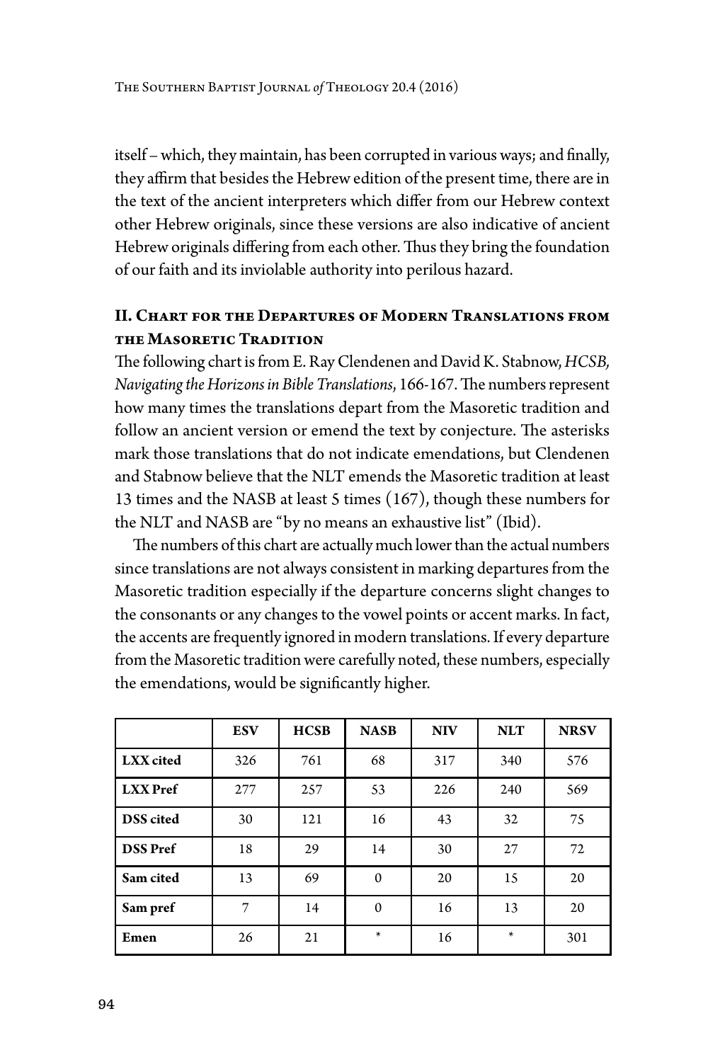itself – which, they maintain, has been corrupted in various ways; and finally, they affirm that besides the Hebrew edition of the present time, there are in the text of the ancient interpreters which differ from our Hebrew context other Hebrew originals, since these versions are also indicative of ancient Hebrew originals differing from each other. Thus they bring the foundation of our faith and its inviolable authority into perilous hazard.

## II. Chart for the Departures of Modern Translations from the Masoretic Tradition

The following chart is from E. Ray Clendenen and David K. Stabnow, *HCSB, Navigating the Horizons in Bible Translations*, 166-167. The numbers represent how many times the translations depart from the Masoretic tradition and follow an ancient version or emend the text by conjecture. The asterisks mark those translations that do not indicate emendations, but Clendenen and Stabnow believe that the NLT emends the Masoretic tradition at least 13 times and the NASB at least 5 times (167), though these numbers for the NLT and NASB are "by no means an exhaustive list" (Ibid).

The numbers of this chart are actually much lower than the actual numbers since translations are not always consistent in marking departures from the Masoretic tradition especially if the departure concerns slight changes to the consonants or any changes to the vowel points or accent marks. In fact, the accents are frequently ignored in modern translations. If every departure from the Masoretic tradition were carefully noted, these numbers, especially the emendations, would be significantly higher.

| | **ESV** | **HCSB** | **NASB** | **NIV** | **NLT** | **NRSV** |
|---|---|---|---|---|---|---|
| **LXX cited** | 326 | 761 | 68 | 317 | 340 | 576 |
| **LXX Pref** | 277 | 257 | 53 | 226 | 240 | 569 |
| **DSS cited** | 30 | 121 | 16 | 43 | 32 | 75 |
| **DSS Pref** | 18 | 29 | 14 | 30 | 27 | 72 |
| **Sam cited** | 13 | 69 | 0 | 20 | 15 | 20 |
| **Sam pref** | 7 | 14 | 0 | 16 | 13 | 20 |
| **Emen** | 26 | 21 | * | 16 | * | 301 |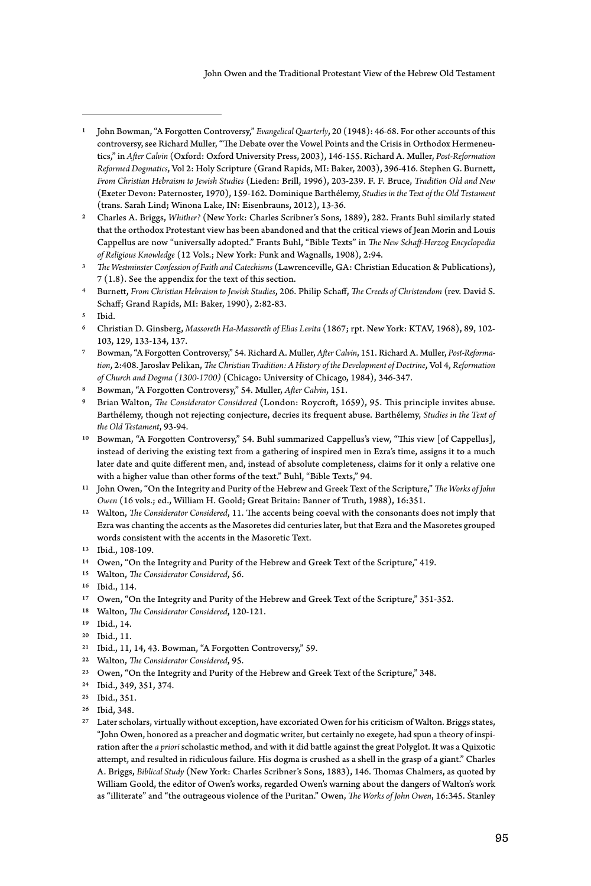[1] John Bowman, "A Forgotten Controversy," *Evangelical Quarterly*, 20 (1948): 46-68. For other accounts of this controversy, see Richard Muller, "The Debate over the Vowel Points and the Crisis in Orthodox Hermeneutics," in *After Calvin* (Oxford: Oxford University Press, 2003), 146-155. Richard A. Muller, *Post-Reformation Reformed Dogmatics*, Vol 2: Holy Scripture (Grand Rapids, MI: Baker, 2003), 396-416. Stephen G. Burnett, *From Christian Hebraism to Jewish Studies* (Lieden: Brill, 1996), 203-239. F. F. Bruce, *Tradition Old and New* (Exeter Devon: Paternoster, 1970), 159-162. Dominique Barthélemy, *Studies in the Text of the Old Testament* (trans. Sarah Lind; Winona Lake, IN: Eisenbrauns, 2012), 13-36.

[2] Charles A. Briggs, *Whither?* (New York: Charles Scribner's Sons, 1889), 282. Frants Buhl similarly stated that the orthodox Protestant view has been abandoned and that the critical views of Jean Morin and Louis Cappellus are now "universally adopted." Frants Buhl, "Bible Texts" in *The New Schaff-Herzog Encyclopedia of Religious Knowledge* (12 Vols.; New York: Funk and Wagnalls, 1908), 2:94.

[3] *The Westminster Confession of Faith and Catechisms* (Lawrenceville, GA: Christian Education & Publications), 7 (1.8). See the appendix for the text of this section.

[4] Burnett, *From Christian Hebraism to Jewish Studies*, 206. Philip Schaff, *The Creeds of Christendom* (rev. David S. Schaff; Grand Rapids, MI: Baker, 1990), 2:82-83.

[5] Ibid.

[6] Christian D. Ginsberg, *Massoreth Ha-Massoreth of Elias Levita* (1867; rpt. New York: KTAV, 1968), 89, 102-103, 129, 133-134, 137.

[7] Bowman, "A Forgotten Controversy," 54. Richard A. Muller, *After Calvin*, 151. Richard A. Muller, *Post-Reformation*, 2:408. Jaroslav Pelikan, *The Christian Tradition: A History of the Development of Doctrine*, Vol 4, *Reformation of Church and Dogma (1300-1700)* (Chicago: University of Chicago, 1984), 346-347.

[8] Bowman, "A Forgotten Controversy," 54. Muller, *After Calvin*, 151.

[9] Brian Walton, *The Considerator Considered* (London: Roycroft, 1659), 95. This principle invites abuse. Barthélemy, though not rejecting conjecture, decries its frequent abuse. Barthélemy, *Studies in the Text of the Old Testament*, 93-94.

[10] Bowman, "A Forgotten Controversy," 54. Buhl summarized Cappellus's view, "This view [of Cappellus], instead of deriving the existing text from a gathering of inspired men in Ezra's time, assigns it to a much later date and quite different men, and, instead of absolute completeness, claims for it only a relative one with a higher value than other forms of the text." Buhl, "Bible Texts," 94.

[11] John Owen, "On the Integrity and Purity of the Hebrew and Greek Text of the Scripture," *The Works of John Owen* (16 vols.; ed., William H. Goold; Great Britain: Banner of Truth, 1988), 16:351.

[12] Walton, *The Considerator Considered*, 11. The accents being coeval with the consonants does not imply that Ezra was chanting the accents as the Masoretes did centuries later, but that Ezra and the Masoretes grouped words consistent with the accents in the Masoretic Text.

[13] Ibid., 108-109.

[14] Owen, "On the Integrity and Purity of the Hebrew and Greek Text of the Scripture," 419.

[15] Walton, *The Considerator Considered*, 56.

[16] Ibid., 114.

[17] Owen, "On the Integrity and Purity of the Hebrew and Greek Text of the Scripture," 351-352.

[18] Walton, *The Considerator Considered*, 120-121.

[19] Ibid., 14.

[20] Ibid., 11.

[21] Ibid., 11, 14, 43. Bowman, "A Forgotten Controversy," 59.

[22] Walton, *The Considerator Considered*, 95.

[23] Owen, "On the Integrity and Purity of the Hebrew and Greek Text of the Scripture," 348.

[24] Ibid., 349, 351, 374.

[25] Ibid., 351.

[26] Ibid, 348.

[27] Later scholars, virtually without exception, have excoriated Owen for his criticism of Walton. Briggs states, "John Owen, honored as a preacher and dogmatic writer, but certainly no exegete, had spun a theory of inspiration after the *a priori* scholastic method, and with it did battle against the great Polyglot. It was a Quixotic attempt, and resulted in ridiculous failure. His dogma is crushed as a shell in the grasp of a giant." Charles A. Briggs, *Biblical Study* (New York: Charles Scribner's Sons, 1883), 146. Thomas Chalmers, as quoted by William Goold, the editor of Owen's works, regarded Owen's warning about the dangers of Walton's work as "illiterate" and "the outrageous violence of the Puritan." Owen, *The Works of John Owen*, 16:345. Stanley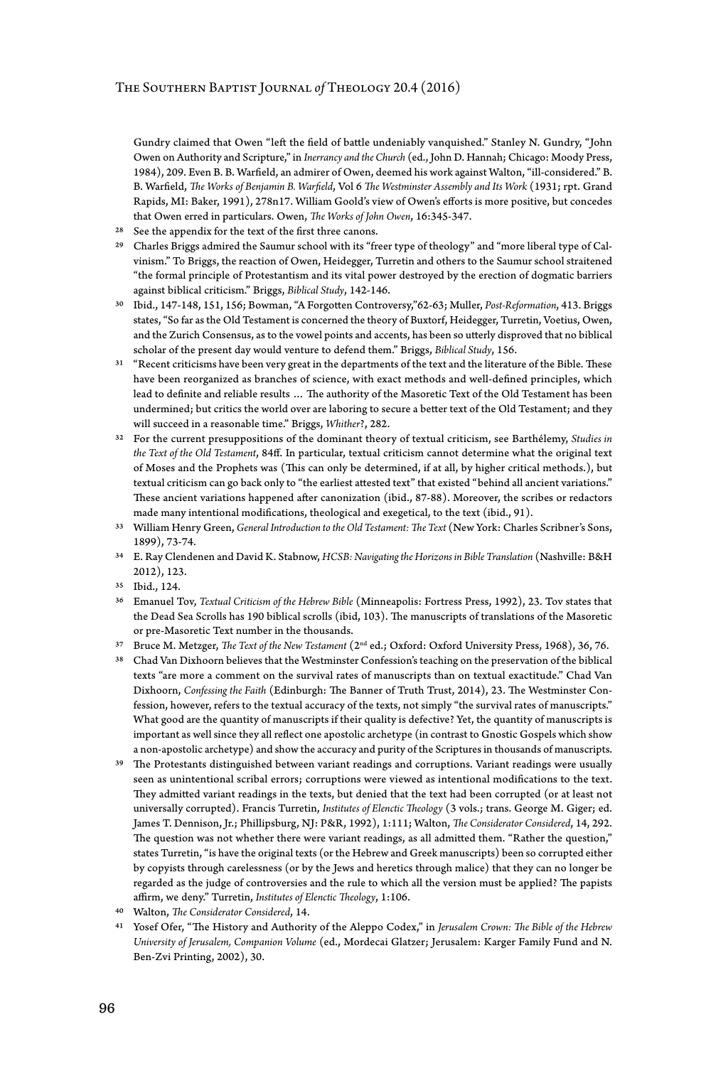Gundry claimed that Owen "left the field of battle undeniably vanquished." Stanley N. Gundry, "John Owen on Authority and Scripture," in *Inerrancy and the Church* (ed., John D. Hannah; Chicago: Moody Press, 1984), 209. Even B. B. Warfield, an admirer of Owen, deemed his work against Walton, "ill-considered." B. B. Warfield, *The Works of Benjamin B. Warfield*, Vol 6 *The Westminster Assembly and Its Work* (1931; rpt. Grand Rapids, MI: Baker, 1991), 278n17. William Goold's view of Owen's efforts is more positive, but concedes that Owen erred in particulars. Owen, *The Works of John Owen*, 16:345-347.

28 See the appendix for the text of the first three canons.

29 Charles Briggs admired the Saumur school with its "freer type of theology" and "more liberal type of Calvinism." To Briggs, the reaction of Owen, Heidegger, Turretin and others to the Saumur school straitened "the formal principle of Protestantism and its vital power destroyed by the erection of dogmatic barriers against biblical criticism." Briggs, *Biblical Study*, 142-146.

30 Ibid., 147-148, 151, 156; Bowman, "A Forgotten Controversy,"62-63; Muller, *Post-Reformation*, 413. Briggs states, "So far as the Old Testament is concerned the theory of Buxtorf, Heidegger, Turretin, Voetius, Owen, and the Zurich Consensus, as to the vowel points and accents, has been so utterly disproved that no biblical scholar of the present day would venture to defend them." Briggs, *Biblical Study*, 156.

31 "Recent criticisms have been very great in the departments of the text and the literature of the Bible. These have been reorganized as branches of science, with exact methods and well-defined principles, which lead to definite and reliable results … The authority of the Masoretic Text of the Old Testament has been undermined; but critics the world over are laboring to secure a better text of the Old Testament; and they will succeed in a reasonable time." Briggs, *Whither?*, 282.

32 For the current presuppositions of the dominant theory of textual criticism, see Barthélemy, *Studies in the Text of the Old Testament*, 84ff. In particular, textual criticism cannot determine what the original text of Moses and the Prophets was (This can only be determined, if at all, by higher critical methods.), but textual criticism can go back only to "the earliest attested text" that existed "behind all ancient variations." These ancient variations happened after canonization (ibid., 87-88). Moreover, the scribes or redactors made many intentional modifications, theological and exegetical, to the text (ibid., 91).

33 William Henry Green, *General Introduction to the Old Testament: The Text* (New York: Charles Scribner's Sons, 1899), 73-74.

34 E. Ray Clendenen and David K. Stabnow, *HCSB: Navigating the Horizons in Bible Translation* (Nashville: B&H 2012), 123.

35 Ibid., 124.

36 Emanuel Tov, *Textual Criticism of the Hebrew Bible* (Minneapolis: Fortress Press, 1992), 23. Tov states that the Dead Sea Scrolls has 190 biblical scrolls (ibid, 103). The manuscripts of translations of the Masoretic or pre-Masoretic Text number in the thousands.

37 Bruce M. Metzger, *The Text of the New Testament* (2nd ed.; Oxford: Oxford University Press, 1968), 36, 76.

38 Chad Van Dixhoorn believes that the Westminster Confession's teaching on the preservation of the biblical texts "are more a comment on the survival rates of manuscripts than on textual exactitude." Chad Van Dixhoorn, *Confessing the Faith* (Edinburgh: The Banner of Truth Trust, 2014), 23. The Westminster Confession, however, refers to the textual accuracy of the texts, not simply "the survival rates of manuscripts." What good are the quantity of manuscripts if their quality is defective? Yet, the quantity of manuscripts is important as well since they all reflect one apostolic archetype (in contrast to Gnostic Gospels which show a non-apostolic archetype) and show the accuracy and purity of the Scriptures in thousands of manuscripts.

39 The Protestants distinguished between variant readings and corruptions. Variant readings were usually seen as unintentional scribal errors; corruptions were viewed as intentional modifications to the text. They admitted variant readings in the texts, but denied that the text had been corrupted (or at least not universally corrupted). Francis Turretin, *Institutes of Elenctic Theology* (3 vols.; trans. George M. Giger; ed. James T. Dennison, Jr.; Phillipsburg, NJ: P&R, 1992), 1:111; Walton, *The Considerator Considered*, 14, 292. The question was not whether there were variant readings, as all admitted them. "Rather the question," states Turretin, "is have the original texts (or the Hebrew and Greek manuscripts) been so corrupted either by copyists through carelessness (or by the Jews and heretics through malice) that they can no longer be regarded as the judge of controversies and the rule to which all the version must be applied? The papists affirm, we deny." Turretin, *Institutes of Elenctic Theology*, 1:106.

40 Walton, *The Considerator Considered*, 14.

41 Yosef Ofer, "The History and Authority of the Aleppo Codex," in *Jerusalem Crown: The Bible of the Hebrew University of Jerusalem, Companion Volume* (ed., Mordecai Glatzer; Jerusalem: Karger Family Fund and N. Ben-Zvi Printing, 2002), 30.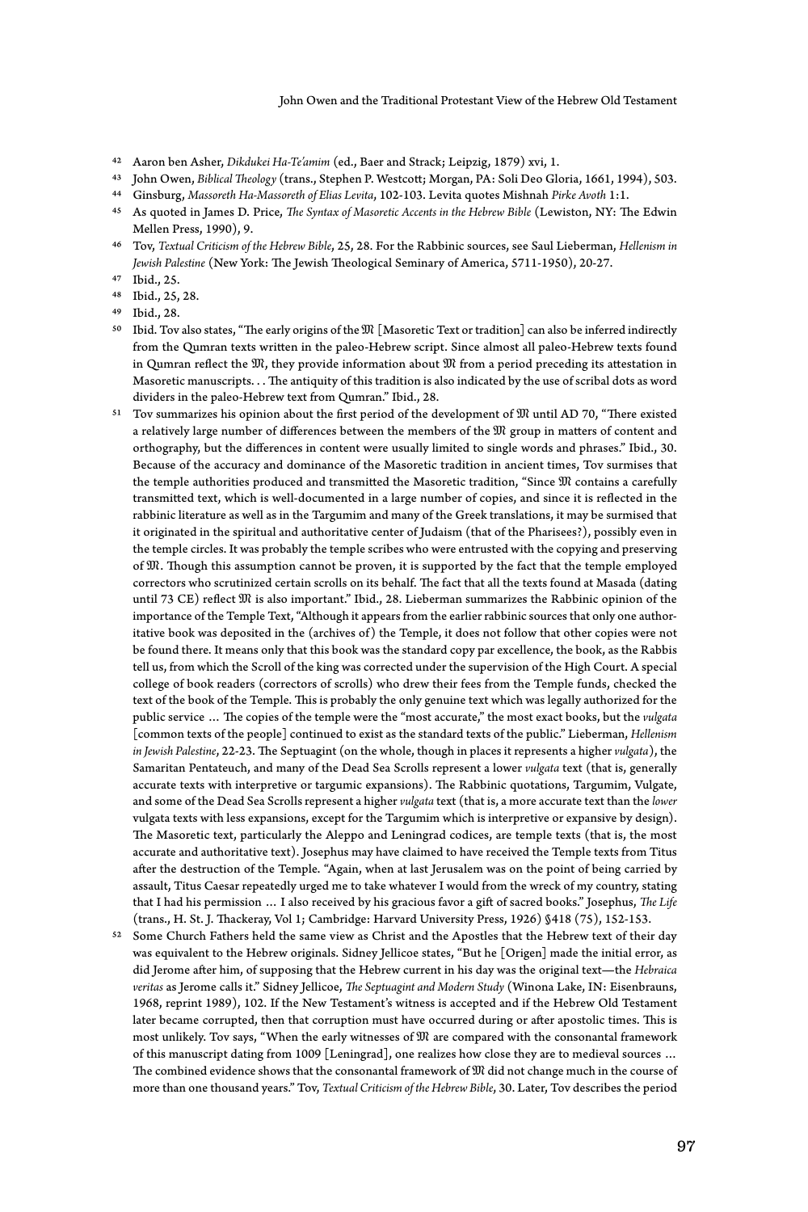42 Aaron ben Asher, *Dikdukei Ha-Te'amim* (ed., Baer and Strack; Leipzig, 1879) xvi, 1.

43 John Owen, *Biblical Theology* (trans., Stephen P. Westcott; Morgan, PA: Soli Deo Gloria, 1661, 1994), 503.

44 Ginsburg, *Massoreth Ha-Massoreth of Elias Levita*, 102-103. Levita quotes Mishnah *Pirke Avoth* 1:1.

45 As quoted in James D. Price, *The Syntax of Masoretic Accents in the Hebrew Bible* (Lewiston, NY: The Edwin Mellen Press, 1990), 9.

46 Tov, *Textual Criticism of the Hebrew Bible*, 25, 28. For the Rabbinic sources, see Saul Lieberman, *Hellenism in Jewish Palestine* (New York: The Jewish Theological Seminary of America, 5711-1950), 20-27.

47 Ibid., 25.

48 Ibid., 25, 28.

49 Ibid., 28.

50 Ibid. Tov also states, "The early origins of the 𝔐 [Masoretic Text or tradition] can also be inferred indirectly from the Qumran texts written in the paleo-Hebrew script. Since almost all paleo-Hebrew texts found in Qumran reflect the 𝔐, they provide information about 𝔐 from a period preceding its attestation in Masoretic manuscripts. . . The antiquity of this tradition is also indicated by the use of scribal dots as word dividers in the paleo-Hebrew text from Qumran." Ibid., 28.

51 Tov summarizes his opinion about the first period of the development of 𝔐 until AD 70, "There existed a relatively large number of differences between the members of the 𝔐 group in matters of content and orthography, but the differences in content were usually limited to single words and phrases." Ibid., 30. Because of the accuracy and dominance of the Masoretic tradition in ancient times, Tov surmises that the temple authorities produced and transmitted the Masoretic tradition, "Since 𝔐 contains a carefully transmitted text, which is well-documented in a large number of copies, and since it is reflected in the rabbinic literature as well as in the Targumim and many of the Greek translations, it may be surmised that it originated in the spiritual and authoritative center of Judaism (that of the Pharisees?), possibly even in the temple circles. It was probably the temple scribes who were entrusted with the copying and preserving of 𝔐. Though this assumption cannot be proven, it is supported by the fact that the temple employed correctors who scrutinized certain scrolls on its behalf. The fact that all the texts found at Masada (dating until 73 CE) reflect 𝔐 is also important." Ibid., 28. Lieberman summarizes the Rabbinic opinion of the importance of the Temple Text, "Although it appears from the earlier rabbinic sources that only one authoritative book was deposited in the (archives of) the Temple, it does not follow that other copies were not be found there. It means only that this book was the standard copy par excellence, the book, as the Rabbis tell us, from which the Scroll of the king was corrected under the supervision of the High Court. A special college of book readers (correctors of scrolls) who drew their fees from the Temple funds, checked the text of the book of the Temple. This is probably the only genuine text which was legally authorized for the public service … The copies of the temple were the "most accurate," the most exact books, but the *vulgata* [common texts of the people] continued to exist as the standard texts of the public." Lieberman, *Hellenism in Jewish Palestine*, 22-23. The Septuagint (on the whole, though in places it represents a higher *vulgata*), the Samaritan Pentateuch, and many of the Dead Sea Scrolls represent a lower *vulgata* text (that is, generally accurate texts with interpretive or targumic expansions). The Rabbinic quotations, Targumim, Vulgate, and some of the Dead Sea Scrolls represent a higher *vulgata* text (that is, a more accurate text than the *lower* vulgata texts with less expansions, except for the Targumim which is interpretive or expansive by design). The Masoretic text, particularly the Aleppo and Leningrad codices, are temple texts (that is, the most accurate and authoritative text). Josephus may have claimed to have received the Temple texts from Titus after the destruction of the Temple. "Again, when at last Jerusalem was on the point of being carried by assault, Titus Caesar repeatedly urged me to take whatever I would from the wreck of my country, stating that I had his permission … I also received by his gracious favor a gift of sacred books." Josephus, *The Life* (trans., H. St. J. Thackeray, Vol 1; Cambridge: Harvard University Press, 1926) §418 (75), 152-153.

52 Some Church Fathers held the same view as Christ and the Apostles that the Hebrew text of their day was equivalent to the Hebrew originals. Sidney Jellicoe states, "But he [Origen] made the initial error, as did Jerome after him, of supposing that the Hebrew current in his day was the original text—the *Hebraica veritas* as Jerome calls it." Sidney Jellicoe, *The Septuagint and Modern Study* (Winona Lake, IN: Eisenbrauns, 1968, reprint 1989), 102. If the New Testament's witness is accepted and if the Hebrew Old Testament later became corrupted, then that corruption must have occurred during or after apostolic times. This is most unlikely. Tov says, "When the early witnesses of 𝔐 are compared with the consonantal framework of this manuscript dating from 1009 [Leningrad], one realizes how close they are to medieval sources … The combined evidence shows that the consonantal framework of 𝔐 did not change much in the course of more than one thousand years." Tov, *Textual Criticism of the Hebrew Bible*, 30. Later, Tov describes the period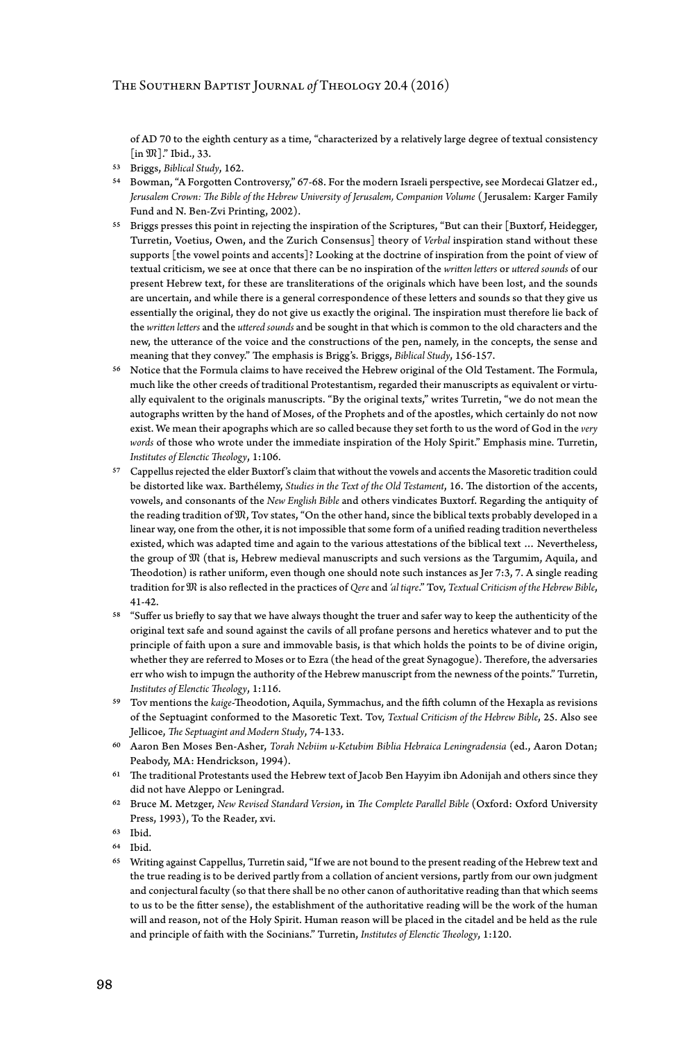of AD 70 to the eighth century as a time, "characterized by a relatively large degree of textual consistency [in 𝔐]." Ibid., 33.

[53] Briggs, *Biblical Study*, 162.

[54] Bowman, "A Forgotten Controversy," 67-68. For the modern Israeli perspective, see Mordecai Glatzer ed., *Jerusalem Crown: The Bible of the Hebrew University of Jerusalem, Companion Volume* ( Jerusalem: Karger Family Fund and N. Ben-Zvi Printing, 2002).

[55] Briggs presses this point in rejecting the inspiration of the Scriptures, "But can their [Buxtorf, Heidegger, Turretin, Voetius, Owen, and the Zurich Consensus] theory of *Verbal* inspiration stand without these supports [the vowel points and accents]? Looking at the doctrine of inspiration from the point of view of textual criticism, we see at once that there can be no inspiration of the *written letters* or *uttered sounds* of our present Hebrew text, for these are transliterations of the originals which have been lost, and the sounds are uncertain, and while there is a general correspondence of these letters and sounds so that they give us essentially the original, they do not give us exactly the original. The inspiration must therefore lie back of the *written letters* and the *uttered sounds* and be sought in that which is common to the old characters and the new, the utterance of the voice and the constructions of the pen, namely, in the concepts, the sense and meaning that they convey." The emphasis is Brigg's. Briggs, *Biblical Study*, 156-157.

[56] Notice that the Formula claims to have received the Hebrew original of the Old Testament. The Formula, much like the other creeds of traditional Protestantism, regarded their manuscripts as equivalent or virtually equivalent to the originals manuscripts. "By the original texts," writes Turretin, "we do not mean the autographs written by the hand of Moses, of the Prophets and of the apostles, which certainly do not now exist. We mean their apographs which are so called because they set forth to us the word of God in the *very words* of those who wrote under the immediate inspiration of the Holy Spirit." Emphasis mine. Turretin, *Institutes of Elenctic Theology*, 1:106.

[57] Cappellus rejected the elder Buxtorf's claim that without the vowels and accents the Masoretic tradition could be distorted like wax. Barthélemy, *Studies in the Text of the Old Testament*, 16. The distortion of the accents, vowels, and consonants of the *New English Bible* and others vindicates Buxtorf. Regarding the antiquity of the reading tradition of 𝔐, Tov states, "On the other hand, since the biblical texts probably developed in a linear way, one from the other, it is not impossible that some form of a unified reading tradition nevertheless existed, which was adapted time and again to the various attestations of the biblical text … Nevertheless, the group of 𝔐 (that is, Hebrew medieval manuscripts and such versions as the Targumim, Aquila, and Theodotion) is rather uniform, even though one should note such instances as Jer 7:3, 7. A single reading tradition for 𝔐 is also reflected in the practices of *Qere* and *'al tiqre*." Tov, *Textual Criticism of the Hebrew Bible*, 41-42.

[58] "Suffer us briefly to say that we have always thought the truer and safer way to keep the authenticity of the original text safe and sound against the cavils of all profane persons and heretics whatever and to put the principle of faith upon a sure and immovable basis, is that which holds the points to be of divine origin, whether they are referred to Moses or to Ezra (the head of the great Synagogue). Therefore, the adversaries err who wish to impugn the authority of the Hebrew manuscript from the newness of the points." Turretin, *Institutes of Elenctic Theology*, 1:116.

[59] Tov mentions the *kaige*-Theodotion, Aquila, Symmachus, and the fifth column of the Hexapla as revisions of the Septuagint conformed to the Masoretic Text. Tov, *Textual Criticism of the Hebrew Bible*, 25. Also see Jellicoe, *The Septuagint and Modern Study*, 74-133.

[60] Aaron Ben Moses Ben-Asher, *Torah Nebiim u-Ketubim Biblia Hebraica Leningradensia* (ed., Aaron Dotan; Peabody, MA: Hendrickson, 1994).

[61] The traditional Protestants used the Hebrew text of Jacob Ben Hayyim ibn Adonijah and others since they did not have Aleppo or Leningrad.

[62] Bruce M. Metzger, *New Revised Standard Version*, in *The Complete Parallel Bible* (Oxford: Oxford University Press, 1993), To the Reader, xvi.

[63] Ibid.

[64] Ibid.

[65] Writing against Cappellus, Turretin said, "If we are not bound to the present reading of the Hebrew text and the true reading is to be derived partly from a collation of ancient versions, partly from our own judgment and conjectural faculty (so that there shall be no other canon of authoritative reading than that which seems to us to be the fitter sense), the establishment of the authoritative reading will be the work of the human will and reason, not of the Holy Spirit. Human reason will be placed in the citadel and be held as the rule and principle of faith with the Socinians." Turretin, *Institutes of Elenctic Theology*, 1:120.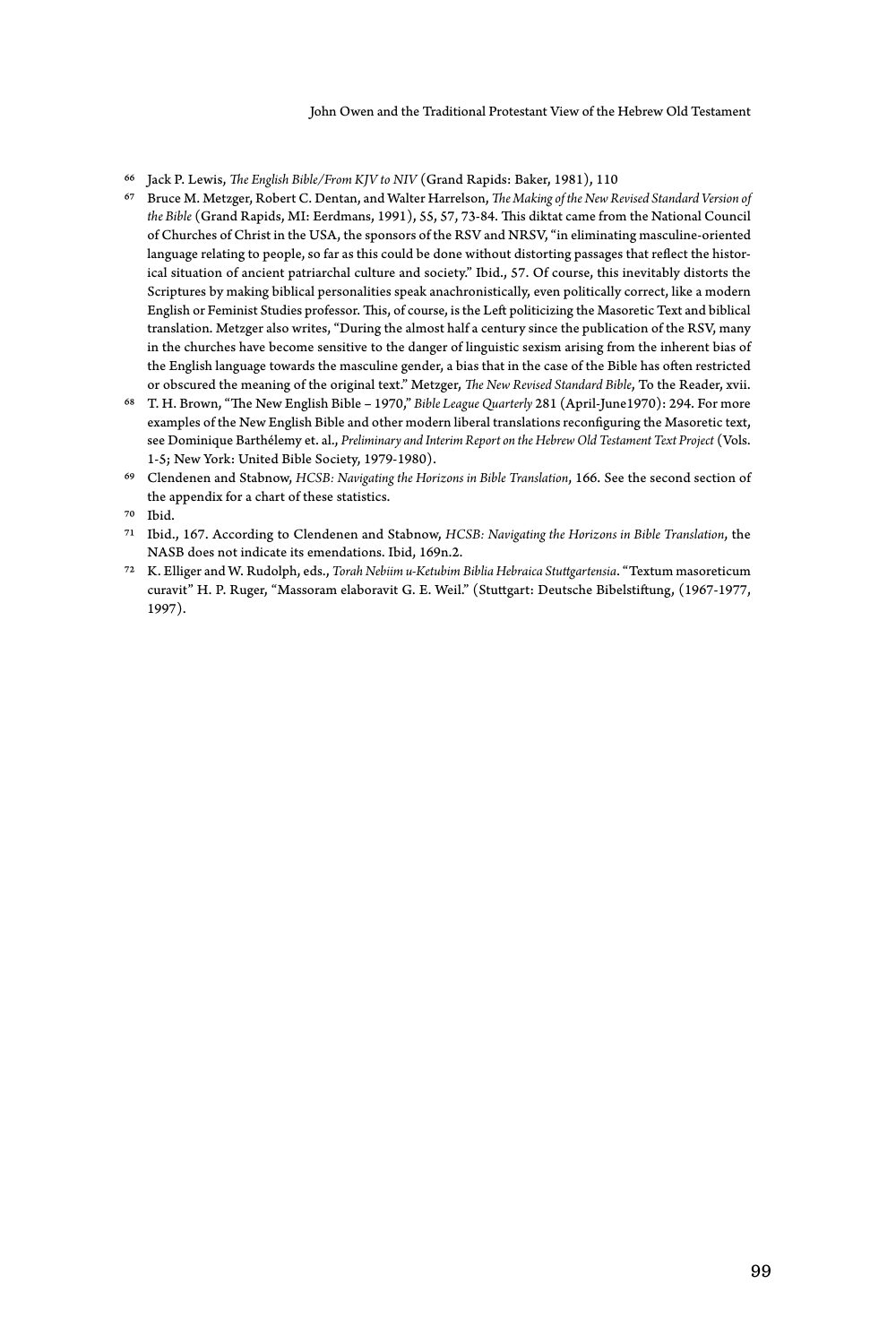66 Jack P. Lewis, *The English Bible/From KJV to NIV* (Grand Rapids: Baker, 1981), 110

67 Bruce M. Metzger, Robert C. Dentan, and Walter Harrelson, *The Making of the New Revised Standard Version of the Bible* (Grand Rapids, MI: Eerdmans, 1991), 55, 57, 73-84. This diktat came from the National Council of Churches of Christ in the USA, the sponsors of the RSV and NRSV, "in eliminating masculine-oriented language relating to people, so far as this could be done without distorting passages that reflect the historical situation of ancient patriarchal culture and society." Ibid., 57. Of course, this inevitably distorts the Scriptures by making biblical personalities speak anachronistically, even politically correct, like a modern English or Feminist Studies professor. This, of course, is the Left politicizing the Masoretic Text and biblical translation. Metzger also writes, "During the almost half a century since the publication of the RSV, many in the churches have become sensitive to the danger of linguistic sexism arising from the inherent bias of the English language towards the masculine gender, a bias that in the case of the Bible has often restricted or obscured the meaning of the original text." Metzger, *The New Revised Standard Bible*, To the Reader, xvii.

68 T. H. Brown, "The New English Bible – 1970," *Bible League Quarterly* 281 (April-June1970): 294. For more examples of the New English Bible and other modern liberal translations reconfiguring the Masoretic text, see Dominique Barthélemy et. al., *Preliminary and Interim Report on the Hebrew Old Testament Text Project* (Vols. 1-5; New York: United Bible Society, 1979-1980).

69 Clendenen and Stabnow, *HCSB: Navigating the Horizons in Bible Translation*, 166. See the second section of the appendix for a chart of these statistics.

70 Ibid.

71 Ibid., 167. According to Clendenen and Stabnow, *HCSB: Navigating the Horizons in Bible Translation*, the NASB does not indicate its emendations. Ibid, 169n.2.

72 K. Elliger and W. Rudolph, eds., *Torah Nebiim u-Ketubim Biblia Hebraica Stuttgartensia*. "Textum masoreticum curavit" H. P. Ruger, "Massoram elaboravit G. E. Weil." (Stuttgart: Deutsche Bibelstiftung, (1967-1977, 1997).